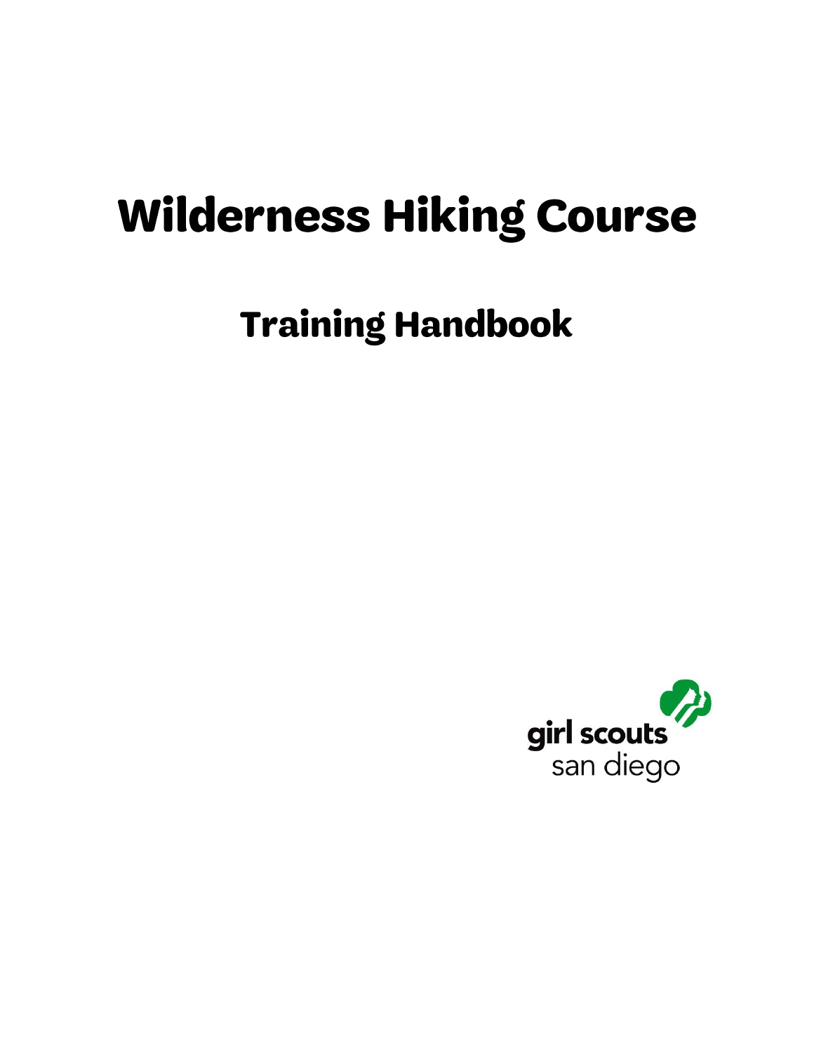# Wilderness Hiking Course

## Training Handbook

girl scouts
san diego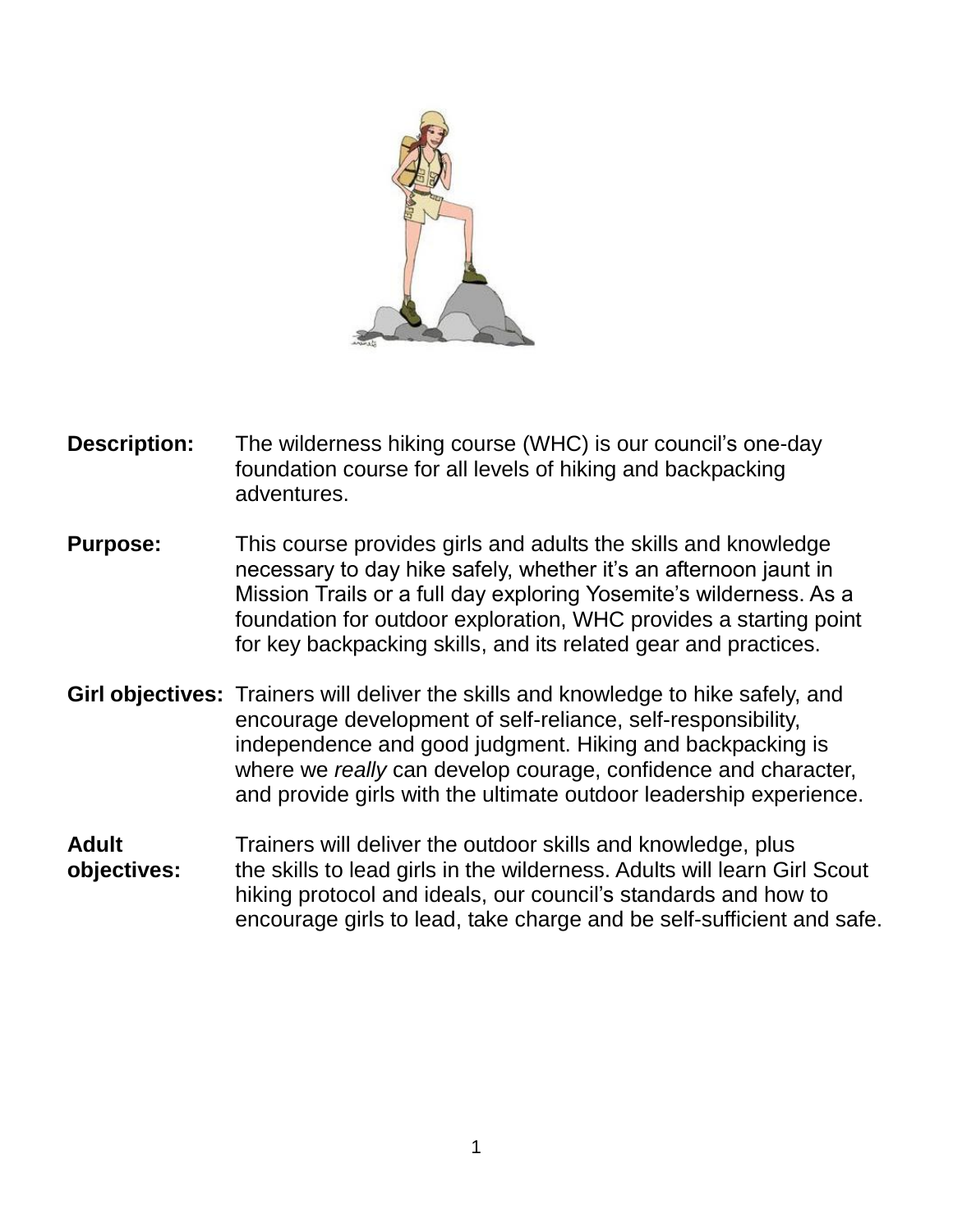**Description:** The wilderness hiking course (WHC) is our council's one-day foundation course for all levels of hiking and backpacking adventures.

**Purpose:** This course provides girls and adults the skills and knowledge necessary to day hike safely, whether it's an afternoon jaunt in Mission Trails or a full day exploring Yosemite's wilderness. As a foundation for outdoor exploration, WHC provides a starting point for key backpacking skills, and its related gear and practices.

**Girl objectives:** Trainers will deliver the skills and knowledge to hike safely, and encourage development of self-reliance, self-responsibility, independence and good judgment. Hiking and backpacking is where we *really* can develop courage, confidence and character, and provide girls with the ultimate outdoor leadership experience.

**Adult objectives:** Trainers will deliver the outdoor skills and knowledge, plus the skills to lead girls in the wilderness. Adults will learn Girl Scout hiking protocol and ideals, our council's standards and how to encourage girls to lead, take charge and be self-sufficient and safe.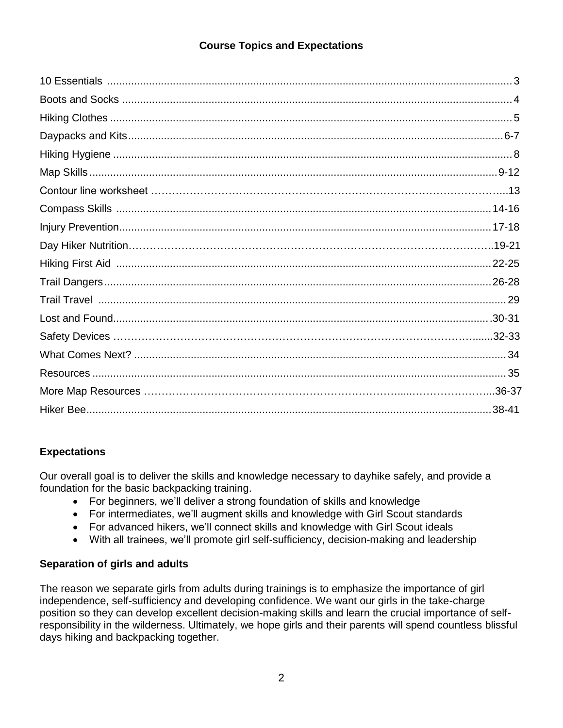## Course Topics and Expectations

| Topic | Page |
| --- | --- |
| 10 Essentials | 3 |
| Boots and Socks | 4 |
| Hiking Clothes | 5 |
| Daypacks and Kits | 6-7 |
| Hiking Hygiene | 8 |
| Map Skills | 9-12 |
| Contour line worksheet | 13 |
| Compass Skills | 14-16 |
| Injury Prevention | 17-18 |
| Day Hiker Nutrition | 19-21 |
| Hiking First Aid | 22-25 |
| Trail Dangers | 26-28 |
| Trail Travel | 29 |
| Lost and Found | 30-31 |
| Safety Devices | 32-33 |
| What Comes Next? | 34 |
| Resources | 35 |
| More Map Resources | 36-37 |
| Hiker Bee | 38-41 |

### Expectations

Our overall goal is to deliver the skills and knowledge necessary to dayhike safely, and provide a foundation for the basic backpacking training.

- For beginners, we'll deliver a strong foundation of skills and knowledge
- For intermediates, we'll augment skills and knowledge with Girl Scout standards
- For advanced hikers, we'll connect skills and knowledge with Girl Scout ideals
- With all trainees, we'll promote girl self-sufficiency, decision-making and leadership

### Separation of girls and adults

The reason we separate girls from adults during trainings is to emphasize the importance of girl independence, self-sufficiency and developing confidence. We want our girls in the take-charge position so they can develop excellent decision-making skills and learn the crucial importance of self-responsibility in the wilderness. Ultimately, we hope girls and their parents will spend countless blissful days hiking and backpacking together.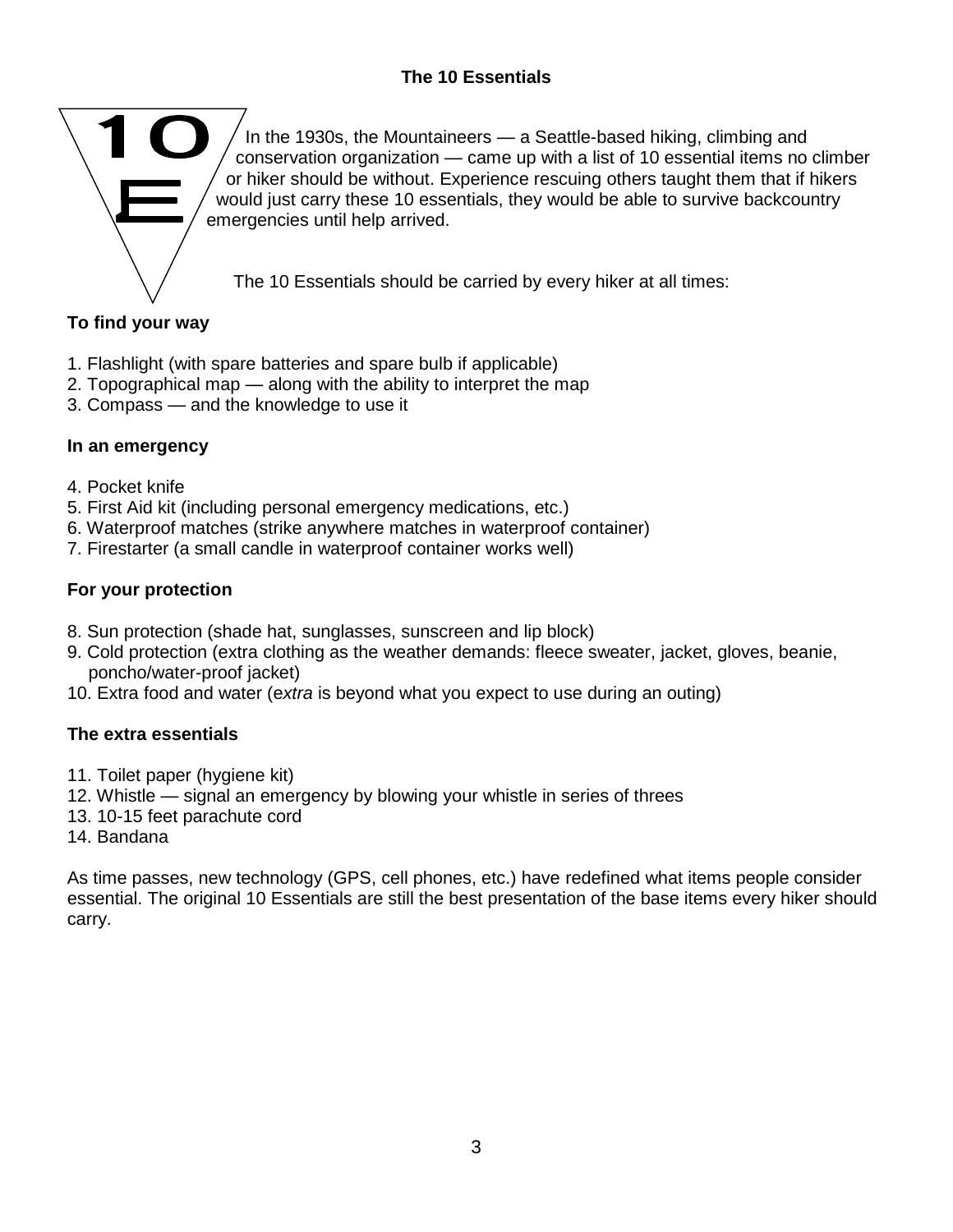# The 10 Essentials

In the 1930s, the Mountaineers — a Seattle-based hiking, climbing and conservation organization — came up with a list of 10 essential items no climber or hiker should be without. Experience rescuing others taught them that if hikers would just carry these 10 essentials, they would be able to survive backcountry emergencies until help arrived.

The 10 Essentials should be carried by every hiker at all times:

**To find your way**

1. Flashlight (with spare batteries and spare bulb if applicable)
2. Topographical map — along with the ability to interpret the map
3. Compass — and the knowledge to use it

**In an emergency**

4. Pocket knife
5. First Aid kit (including personal emergency medications, etc.)
6. Waterproof matches (strike anywhere matches in waterproof container)
7. Firestarter (a small candle in waterproof container works well)

**For your protection**

8. Sun protection (shade hat, sunglasses, sunscreen and lip block)
9. Cold protection (extra clothing as the weather demands: fleece sweater, jacket, gloves, beanie, poncho/water-proof jacket)
10. Extra food and water (*extra* is beyond what you expect to use during an outing)

**The extra essentials**

11. Toilet paper (hygiene kit)
12. Whistle — signal an emergency by blowing your whistle in series of threes
13. 10-15 feet parachute cord
14. Bandana

As time passes, new technology (GPS, cell phones, etc.) have redefined what items people consider essential. The original 10 Essentials are still the best presentation of the base items every hiker should carry.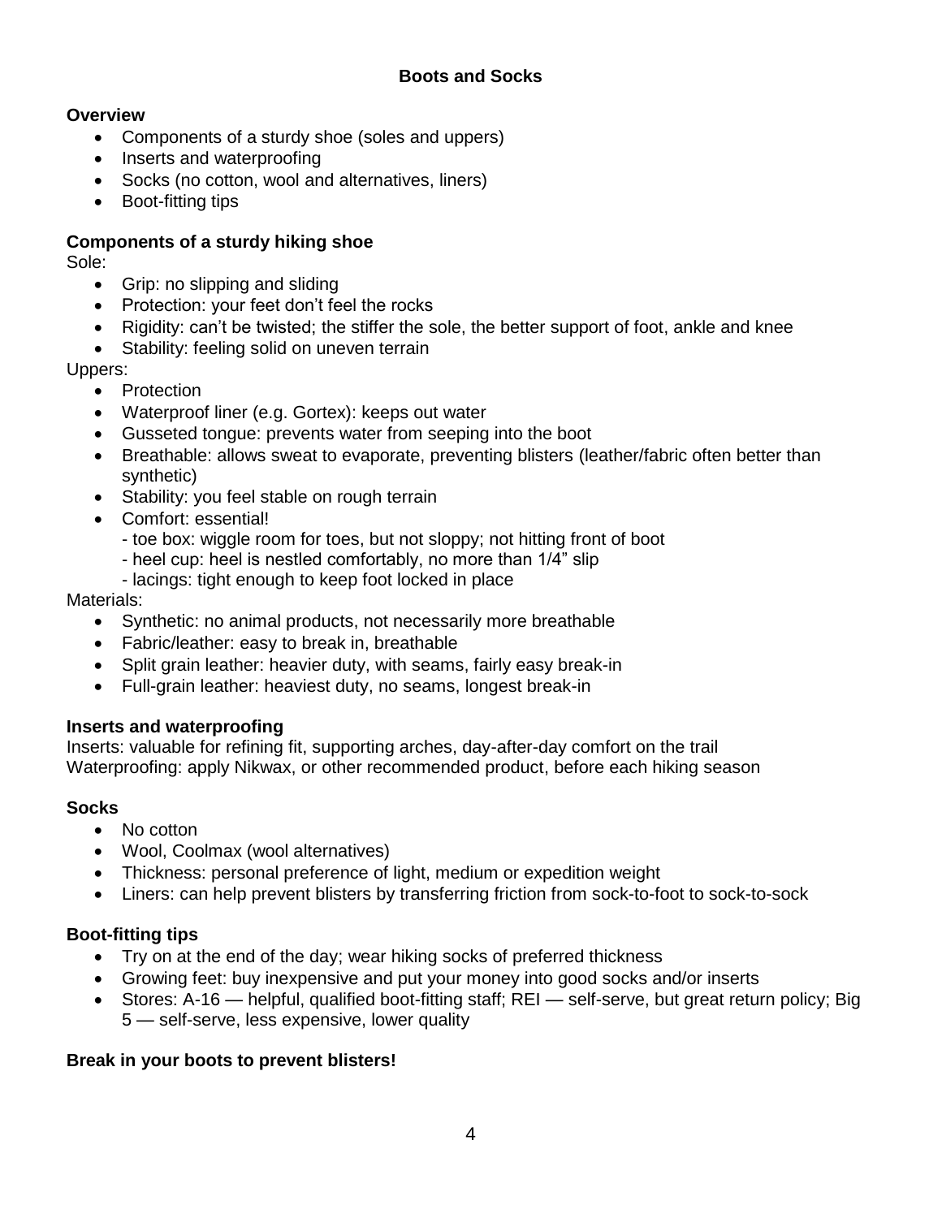## Boots and Socks

### Overview

- Components of a sturdy shoe (soles and uppers)
- Inserts and waterproofing
- Socks (no cotton, wool and alternatives, liners)
- Boot-fitting tips

### Components of a sturdy hiking shoe

Sole:

- Grip: no slipping and sliding
- Protection: your feet don't feel the rocks
- Rigidity: can't be twisted; the stiffer the sole, the better support of foot, ankle and knee
- Stability: feeling solid on uneven terrain

Uppers:

- Protection
- Waterproof liner (e.g. Gortex): keeps out water
- Gusseted tongue: prevents water from seeping into the boot
- Breathable: allows sweat to evaporate, preventing blisters (leather/fabric often better than synthetic)
- Stability: you feel stable on rough terrain
- Comfort: essential!
  - toe box: wiggle room for toes, but not sloppy; not hitting front of boot
  - heel cup: heel is nestled comfortably, no more than 1/4" slip
  - lacings: tight enough to keep foot locked in place

Materials:

- Synthetic: no animal products, not necessarily more breathable
- Fabric/leather: easy to break in, breathable
- Split grain leather: heavier duty, with seams, fairly easy break-in
- Full-grain leather: heaviest duty, no seams, longest break-in

### Inserts and waterproofing

Inserts: valuable for refining fit, supporting arches, day-after-day comfort on the trail
Waterproofing: apply Nikwax, or other recommended product, before each hiking season

### Socks

- No cotton
- Wool, Coolmax (wool alternatives)
- Thickness: personal preference of light, medium or expedition weight
- Liners: can help prevent blisters by transferring friction from sock-to-foot to sock-to-sock

### Boot-fitting tips

- Try on at the end of the day; wear hiking socks of preferred thickness
- Growing feet: buy inexpensive and put your money into good socks and/or inserts
- Stores: A-16 — helpful, qualified boot-fitting staff; REI — self-serve, but great return policy; Big 5 — self-serve, less expensive, lower quality

**Break in your boots to prevent blisters!**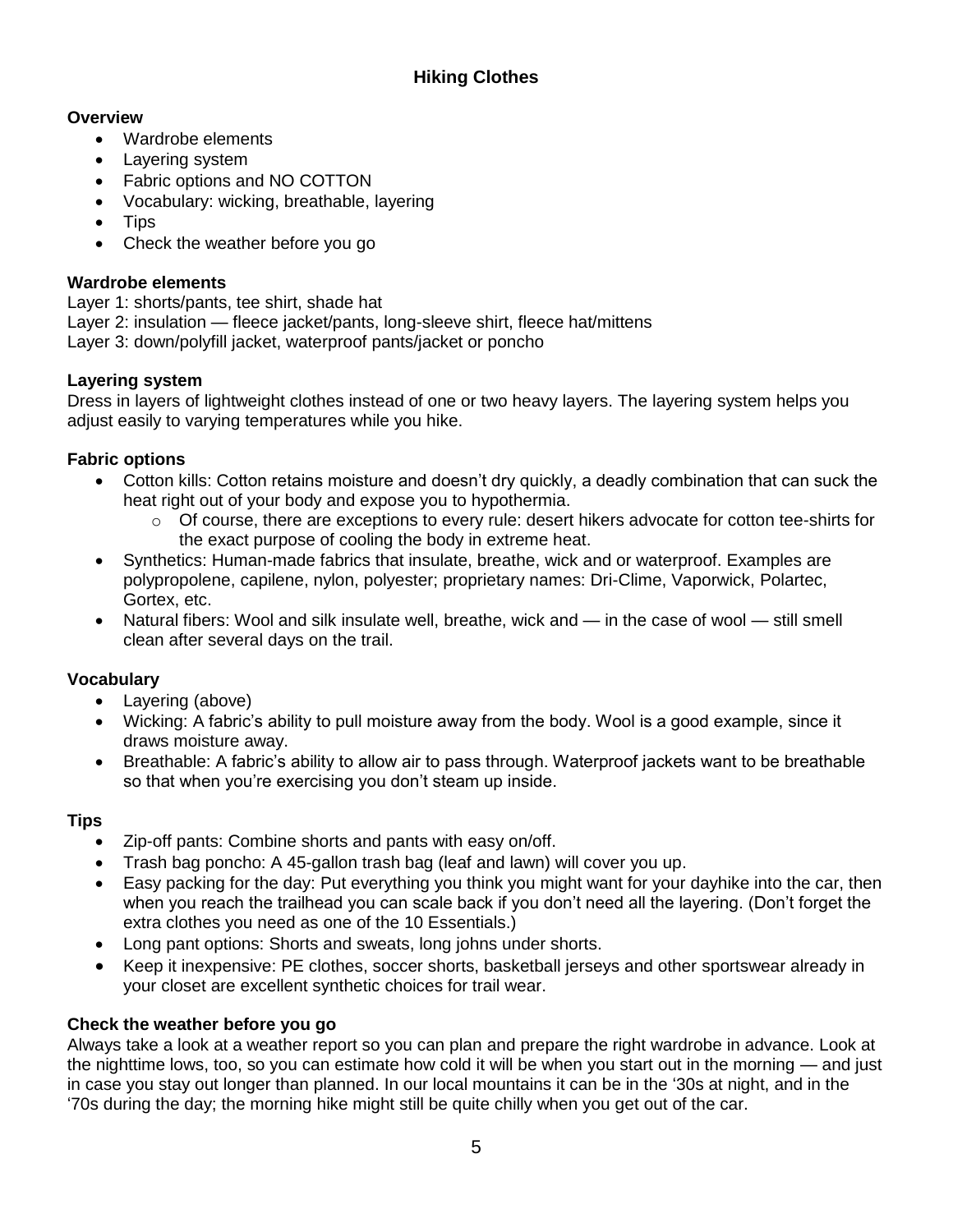## Hiking Clothes

**Overview**

- Wardrobe elements
- Layering system
- Fabric options and NO COTTON
- Vocabulary: wicking, breathable, layering
- Tips
- Check the weather before you go

**Wardrobe elements**

Layer 1: shorts/pants, tee shirt, shade hat
Layer 2: insulation — fleece jacket/pants, long-sleeve shirt, fleece hat/mittens
Layer 3: down/polyfill jacket, waterproof pants/jacket or poncho

**Layering system**

Dress in layers of lightweight clothes instead of one or two heavy layers. The layering system helps you adjust easily to varying temperatures while you hike.

**Fabric options**

- Cotton kills: Cotton retains moisture and doesn't dry quickly, a deadly combination that can suck the heat right out of your body and expose you to hypothermia.
  - Of course, there are exceptions to every rule: desert hikers advocate for cotton tee-shirts for the exact purpose of cooling the body in extreme heat.
- Synthetics: Human-made fabrics that insulate, breathe, wick and or waterproof. Examples are polypropolene, capilene, nylon, polyester; proprietary names: Dri-Clime, Vaporwick, Polartec, Gortex, etc.
- Natural fibers: Wool and silk insulate well, breathe, wick and — in the case of wool — still smell clean after several days on the trail.

**Vocabulary**

- Layering (above)
- Wicking: A fabric's ability to pull moisture away from the body. Wool is a good example, since it draws moisture away.
- Breathable: A fabric's ability to allow air to pass through. Waterproof jackets want to be breathable so that when you're exercising you don't steam up inside.

**Tips**

- Zip-off pants: Combine shorts and pants with easy on/off.
- Trash bag poncho: A 45-gallon trash bag (leaf and lawn) will cover you up.
- Easy packing for the day: Put everything you think you might want for your dayhike into the car, then when you reach the trailhead you can scale back if you don't need all the layering. (Don't forget the extra clothes you need as one of the 10 Essentials.)
- Long pant options: Shorts and sweats, long johns under shorts.
- Keep it inexpensive: PE clothes, soccer shorts, basketball jerseys and other sportswear already in your closet are excellent synthetic choices for trail wear.

**Check the weather before you go**

Always take a look at a weather report so you can plan and prepare the right wardrobe in advance. Look at the nighttime lows, too, so you can estimate how cold it will be when you start out in the morning — and just in case you stay out longer than planned. In our local mountains it can be in the '30s at night, and in the '70s during the day; the morning hike might still be quite chilly when you get out of the car.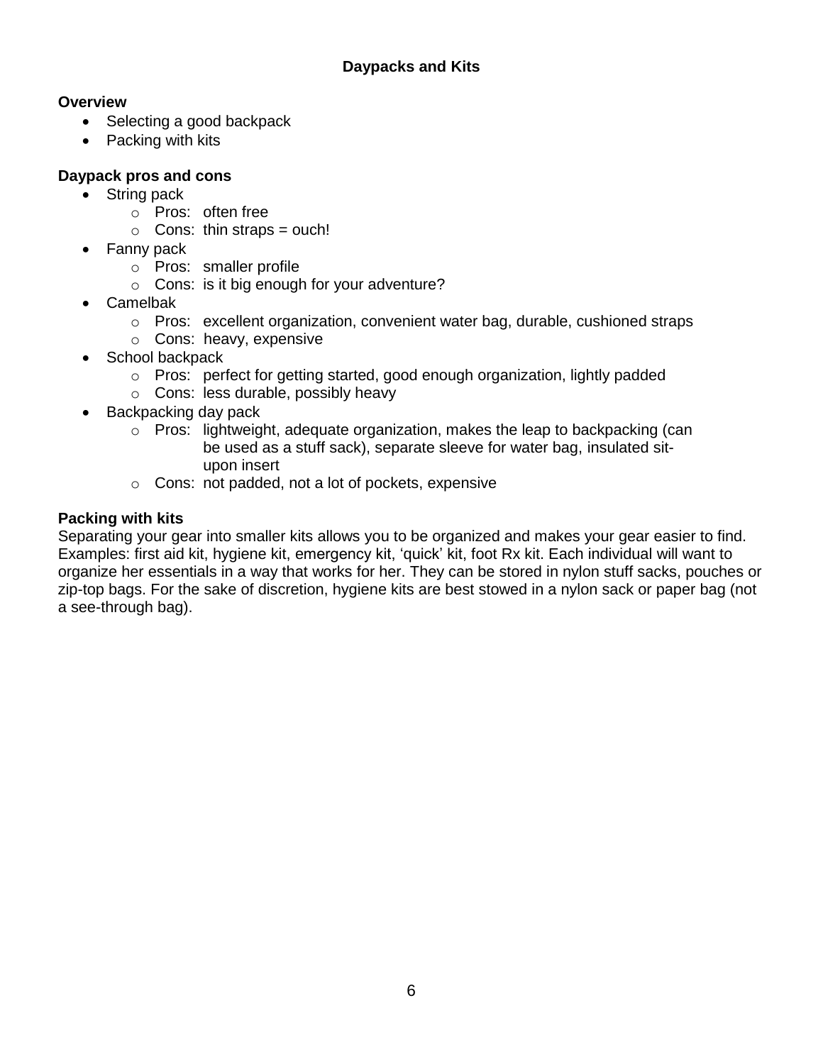# Daypacks and Kits

## Overview

- Selecting a good backpack
- Packing with kits

## Daypack pros and cons

- String pack
  - Pros: often free
  - Cons: thin straps = ouch!
- Fanny pack
  - Pros: smaller profile
  - Cons: is it big enough for your adventure?
- Camelbak
  - Pros: excellent organization, convenient water bag, durable, cushioned straps
  - Cons: heavy, expensive
- School backpack
  - Pros: perfect for getting started, good enough organization, lightly padded
  - Cons: less durable, possibly heavy
- Backpacking day pack
  - Pros: lightweight, adequate organization, makes the leap to backpacking (can be used as a stuff sack), separate sleeve for water bag, insulated sit-upon insert
  - Cons: not padded, not a lot of pockets, expensive

## Packing with kits

Separating your gear into smaller kits allows you to be organized and makes your gear easier to find. Examples: first aid kit, hygiene kit, emergency kit, 'quick' kit, foot Rx kit. Each individual will want to organize her essentials in a way that works for her. They can be stored in nylon stuff sacks, pouches or zip-top bags. For the sake of discretion, hygiene kits are best stowed in a nylon sack or paper bag (not a see-through bag).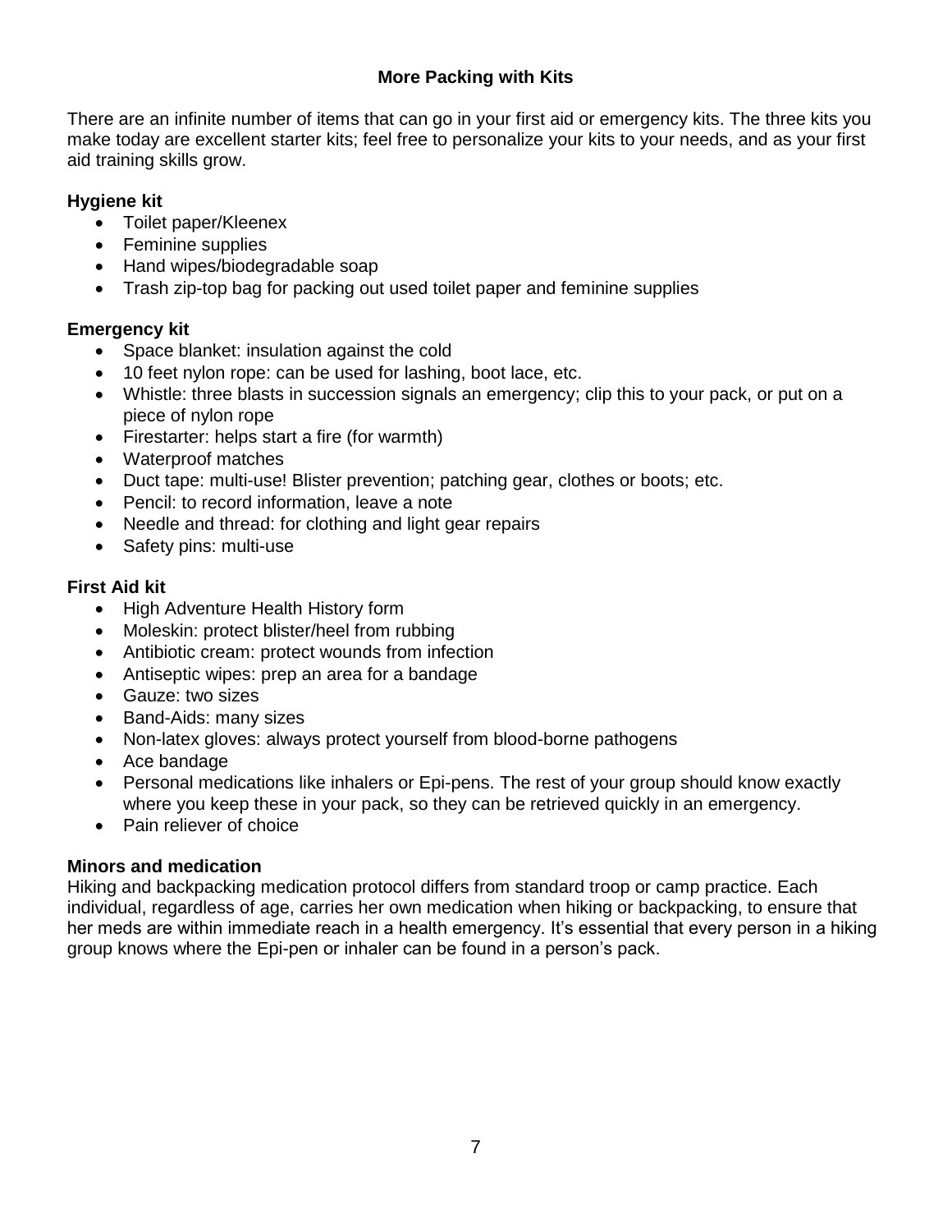## More Packing with Kits

There are an infinite number of items that can go in your first aid or emergency kits. The three kits you make today are excellent starter kits; feel free to personalize your kits to your needs, and as your first aid training skills grow.

### Hygiene kit

- Toilet paper/Kleenex
- Feminine supplies
- Hand wipes/biodegradable soap
- Trash zip-top bag for packing out used toilet paper and feminine supplies

### Emergency kit

- Space blanket: insulation against the cold
- 10 feet nylon rope: can be used for lashing, boot lace, etc.
- Whistle: three blasts in succession signals an emergency; clip this to your pack, or put on a piece of nylon rope
- Firestarter: helps start a fire (for warmth)
- Waterproof matches
- Duct tape: multi-use! Blister prevention; patching gear, clothes or boots; etc.
- Pencil: to record information, leave a note
- Needle and thread: for clothing and light gear repairs
- Safety pins: multi-use

### First Aid kit

- High Adventure Health History form
- Moleskin: protect blister/heel from rubbing
- Antibiotic cream: protect wounds from infection
- Antiseptic wipes: prep an area for a bandage
- Gauze: two sizes
- Band-Aids: many sizes
- Non-latex gloves: always protect yourself from blood-borne pathogens
- Ace bandage
- Personal medications like inhalers or Epi-pens. The rest of your group should know exactly where you keep these in your pack, so they can be retrieved quickly in an emergency.
- Pain reliever of choice

### Minors and medication

Hiking and backpacking medication protocol differs from standard troop or camp practice. Each individual, regardless of age, carries her own medication when hiking or backpacking, to ensure that her meds are within immediate reach in a health emergency. It's essential that every person in a hiking group knows where the Epi-pen or inhaler can be found in a person's pack.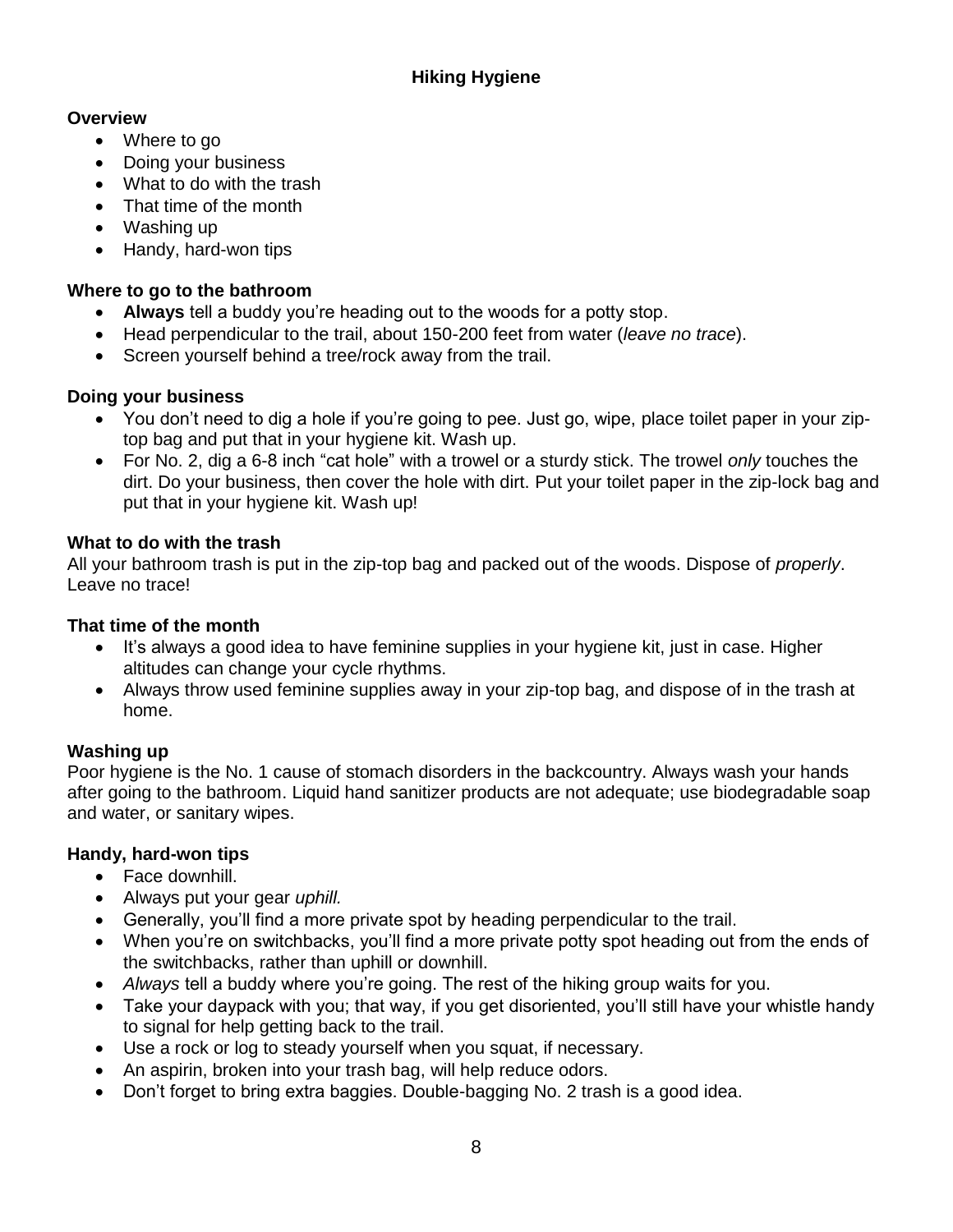## Hiking Hygiene

### Overview

- Where to go
- Doing your business
- What to do with the trash
- That time of the month
- Washing up
- Handy, hard-won tips

### Where to go to the bathroom

- **Always** tell a buddy you're heading out to the woods for a potty stop.
- Head perpendicular to the trail, about 150-200 feet from water (*leave no trace*).
- Screen yourself behind a tree/rock away from the trail.

### Doing your business

- You don't need to dig a hole if you're going to pee. Just go, wipe, place toilet paper in your zip-top bag and put that in your hygiene kit. Wash up.
- For No. 2, dig a 6-8 inch "cat hole" with a trowel or a sturdy stick. The trowel *only* touches the dirt. Do your business, then cover the hole with dirt. Put your toilet paper in the zip-lock bag and put that in your hygiene kit. Wash up!

### What to do with the trash

All your bathroom trash is put in the zip-top bag and packed out of the woods. Dispose of *properly*. Leave no trace!

### That time of the month

- It's always a good idea to have feminine supplies in your hygiene kit, just in case. Higher altitudes can change your cycle rhythms.
- Always throw used feminine supplies away in your zip-top bag, and dispose of in the trash at home.

### Washing up

Poor hygiene is the No. 1 cause of stomach disorders in the backcountry. Always wash your hands after going to the bathroom. Liquid hand sanitizer products are not adequate; use biodegradable soap and water, or sanitary wipes.

### Handy, hard-won tips

- Face downhill.
- Always put your gear *uphill.*
- Generally, you'll find a more private spot by heading perpendicular to the trail.
- When you're on switchbacks, you'll find a more private potty spot heading out from the ends of the switchbacks, rather than uphill or downhill.
- *Always* tell a buddy where you're going. The rest of the hiking group waits for you.
- Take your daypack with you; that way, if you get disoriented, you'll still have your whistle handy to signal for help getting back to the trail.
- Use a rock or log to steady yourself when you squat, if necessary.
- An aspirin, broken into your trash bag, will help reduce odors.
- Don't forget to bring extra baggies. Double-bagging No. 2 trash is a good idea.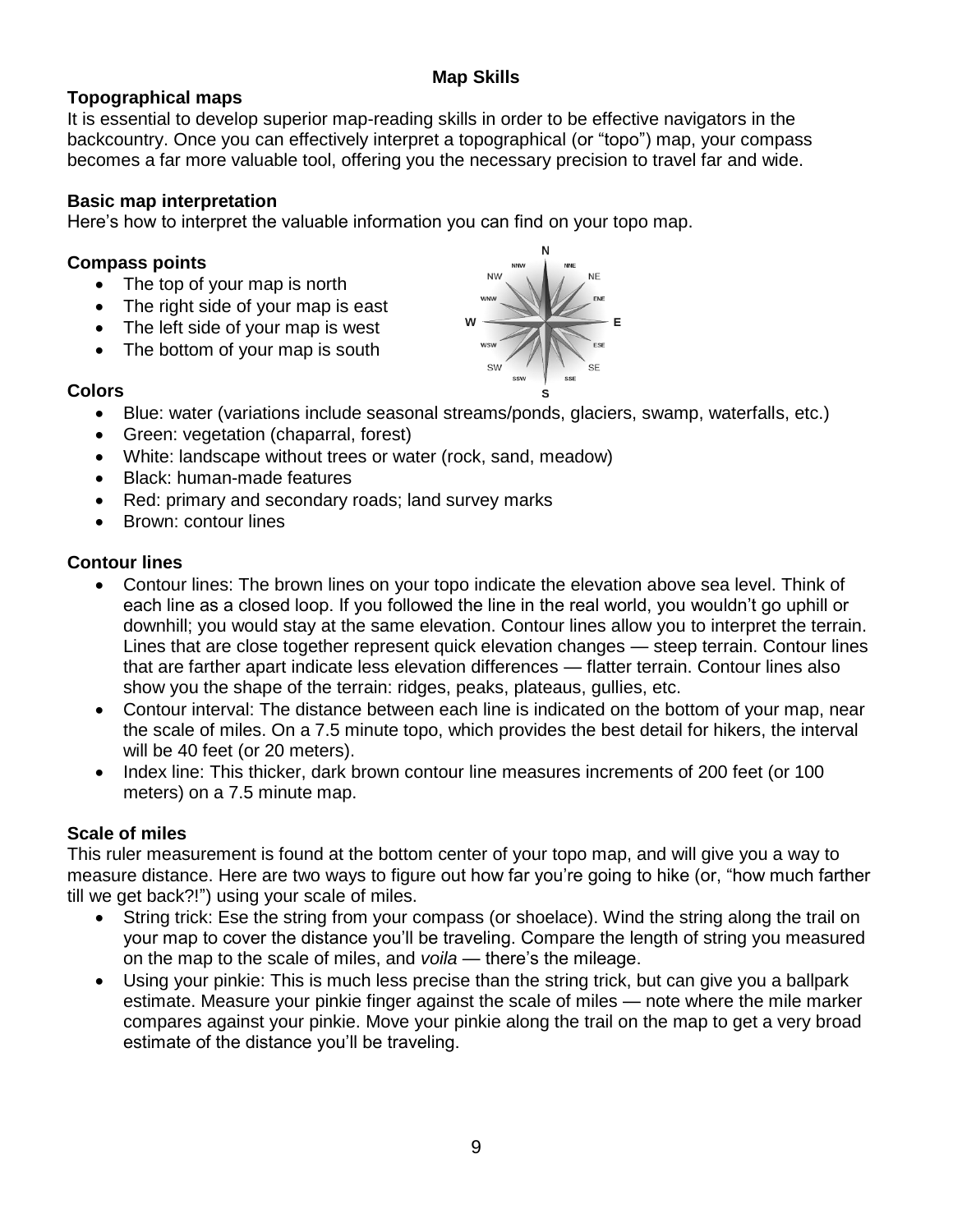# Map Skills

## Topographical maps

It is essential to develop superior map-reading skills in order to be effective navigators in the backcountry. Once you can effectively interpret a topographical (or "topo") map, your compass becomes a far more valuable tool, offering you the necessary precision to travel far and wide.

## Basic map interpretation

Here's how to interpret the valuable information you can find on your topo map.

### Compass points

- The top of your map is north
- The right side of your map is east
- The left side of your map is west
- The bottom of your map is south

### Colors

- Blue: water (variations include seasonal streams/ponds, glaciers, swamp, waterfalls, etc.)
- Green: vegetation (chaparral, forest)
- White: landscape without trees or water (rock, sand, meadow)
- Black: human-made features
- Red: primary and secondary roads; land survey marks
- Brown: contour lines

### Contour lines

- Contour lines: The brown lines on your topo indicate the elevation above sea level. Think of each line as a closed loop. If you followed the line in the real world, you wouldn't go uphill or downhill; you would stay at the same elevation. Contour lines allow you to interpret the terrain. Lines that are close together represent quick elevation changes — steep terrain. Contour lines that are farther apart indicate less elevation differences — flatter terrain. Contour lines also show you the shape of the terrain: ridges, peaks, plateaus, gullies, etc.
- Contour interval: The distance between each line is indicated on the bottom of your map, near the scale of miles. On a 7.5 minute topo, which provides the best detail for hikers, the interval will be 40 feet (or 20 meters).
- Index line: This thicker, dark brown contour line measures increments of 200 feet (or 100 meters) on a 7.5 minute map.

### Scale of miles

This ruler measurement is found at the bottom center of your topo map, and will give you a way to measure distance. Here are two ways to figure out how far you're going to hike (or, "how much farther till we get back?!") using your scale of miles.

- String trick: Ese the string from your compass (or shoelace). Wind the string along the trail on your map to cover the distance you'll be traveling. Compare the length of string you measured on the map to the scale of miles, and *voila* — there's the mileage.
- Using your pinkie: This is much less precise than the string trick, but can give you a ballpark estimate. Measure your pinkie finger against the scale of miles — note where the mile marker compares against your pinkie. Move your pinkie along the trail on the map to get a very broad estimate of the distance you'll be traveling.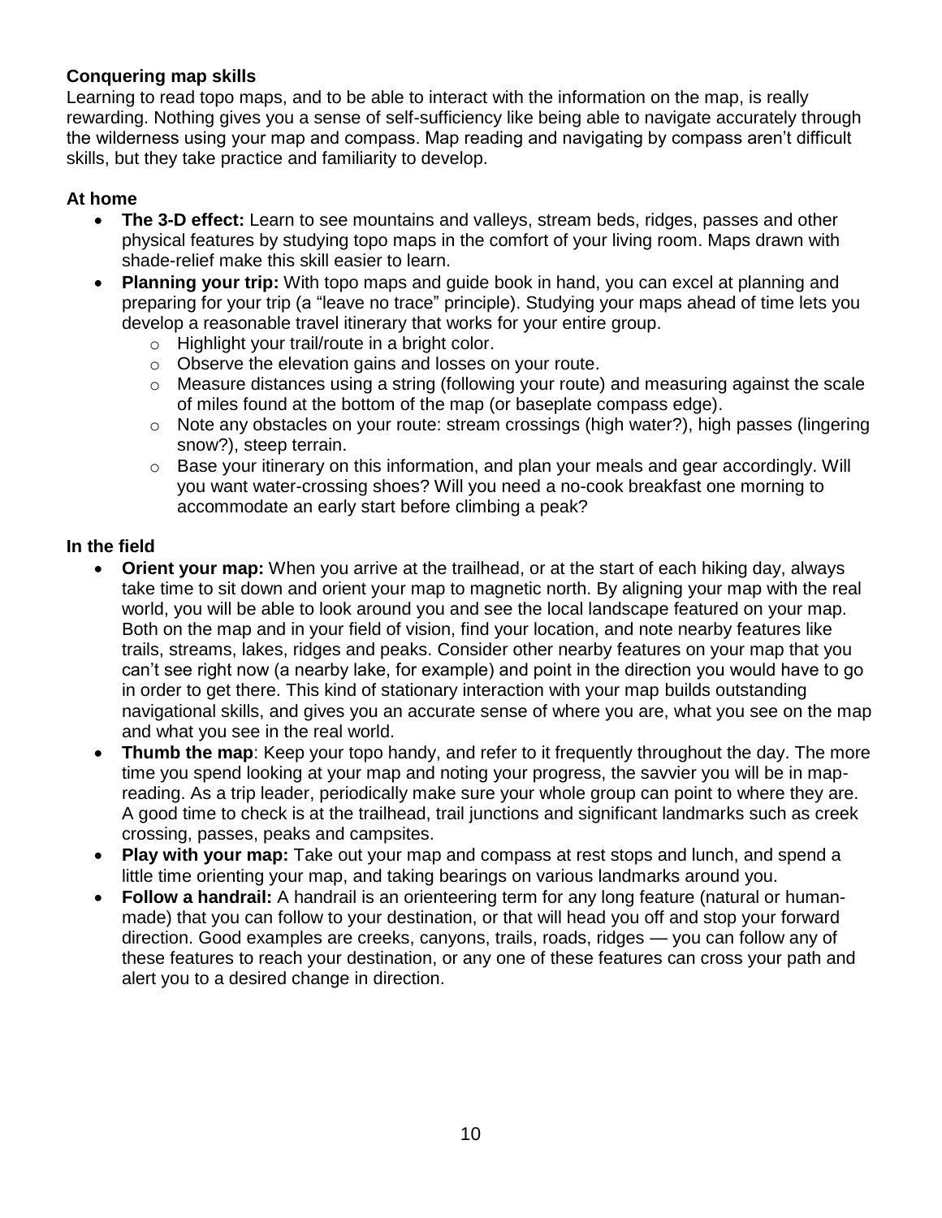### Conquering map skills

Learning to read topo maps, and to be able to interact with the information on the map, is really rewarding. Nothing gives you a sense of self-sufficiency like being able to navigate accurately through the wilderness using your map and compass. Map reading and navigating by compass aren't difficult skills, but they take practice and familiarity to develop.

### At home

- **The 3-D effect:** Learn to see mountains and valleys, stream beds, ridges, passes and other physical features by studying topo maps in the comfort of your living room. Maps drawn with shade-relief make this skill easier to learn.
- **Planning your trip:** With topo maps and guide book in hand, you can excel at planning and preparing for your trip (a "leave no trace" principle). Studying your maps ahead of time lets you develop a reasonable travel itinerary that works for your entire group.
  - Highlight your trail/route in a bright color.
  - Observe the elevation gains and losses on your route.
  - Measure distances using a string (following your route) and measuring against the scale of miles found at the bottom of the map (or baseplate compass edge).
  - Note any obstacles on your route: stream crossings (high water?), high passes (lingering snow?), steep terrain.
  - Base your itinerary on this information, and plan your meals and gear accordingly. Will you want water-crossing shoes? Will you need a no-cook breakfast one morning to accommodate an early start before climbing a peak?

### In the field

- **Orient your map:** When you arrive at the trailhead, or at the start of each hiking day, always take time to sit down and orient your map to magnetic north. By aligning your map with the real world, you will be able to look around you and see the local landscape featured on your map. Both on the map and in your field of vision, find your location, and note nearby features like trails, streams, lakes, ridges and peaks. Consider other nearby features on your map that you can't see right now (a nearby lake, for example) and point in the direction you would have to go in order to get there. This kind of stationary interaction with your map builds outstanding navigational skills, and gives you an accurate sense of where you are, what you see on the map and what you see in the real world.
- **Thumb the map**: Keep your topo handy, and refer to it frequently throughout the day. The more time you spend looking at your map and noting your progress, the savvier you will be in map-reading. As a trip leader, periodically make sure your whole group can point to where they are. A good time to check is at the trailhead, trail junctions and significant landmarks such as creek crossing, passes, peaks and campsites.
- **Play with your map:** Take out your map and compass at rest stops and lunch, and spend a little time orienting your map, and taking bearings on various landmarks around you.
- **Follow a handrail:** A handrail is an orienteering term for any long feature (natural or human-made) that you can follow to your destination, or that will head you off and stop your forward direction. Good examples are creeks, canyons, trails, roads, ridges — you can follow any of these features to reach your destination, or any one of these features can cross your path and alert you to a desired change in direction.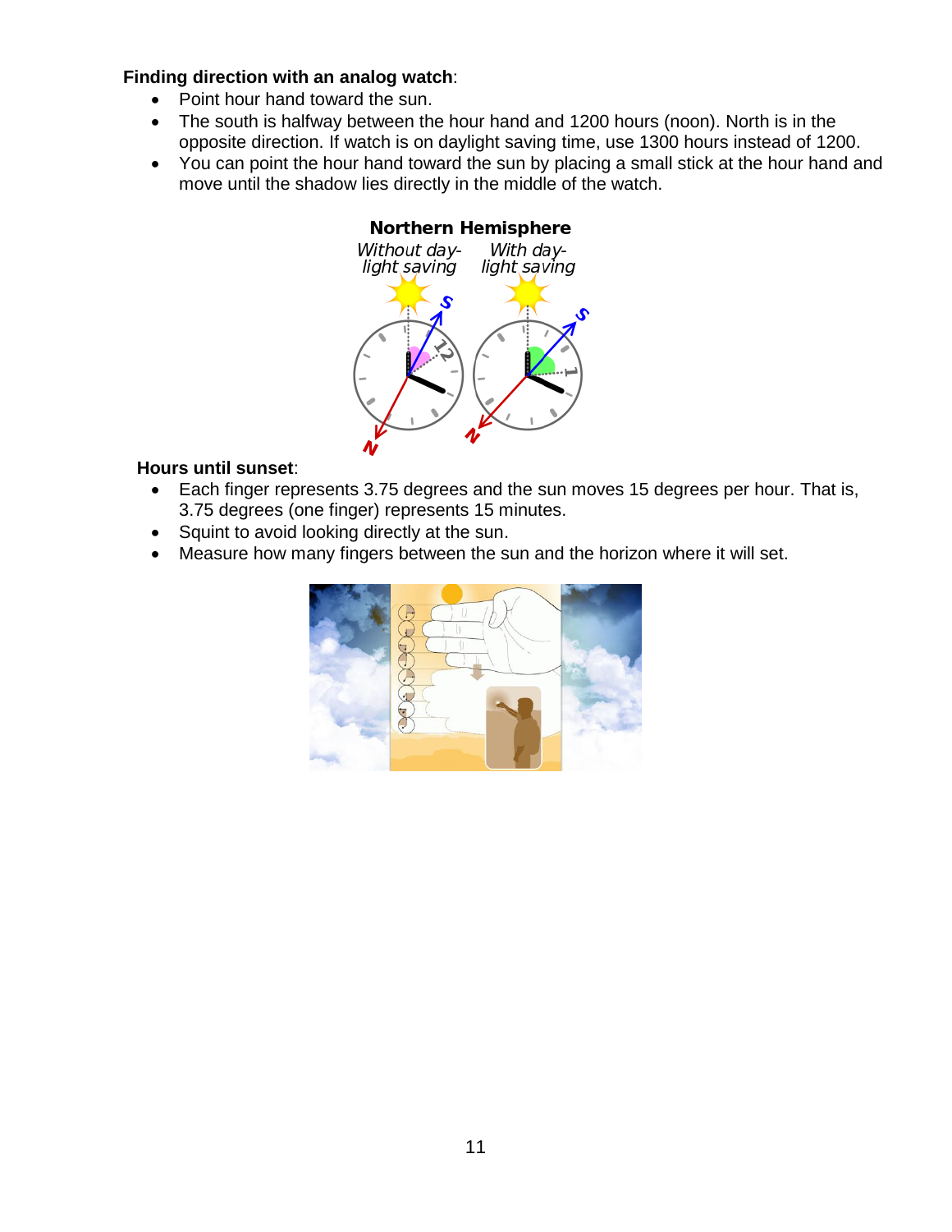**Finding direction with an analog watch**:

- Point hour hand toward the sun.
- The south is halfway between the hour hand and 1200 hours (noon). North is in the opposite direction. If watch is on daylight saving time, use 1300 hours instead of 1200.
- You can point the hour hand toward the sun by placing a small stick at the hour hand and move until the shadow lies directly in the middle of the watch.

**Hours until sunset**:

- Each finger represents 3.75 degrees and the sun moves 15 degrees per hour. That is, 3.75 degrees (one finger) represents 15 minutes.
- Squint to avoid looking directly at the sun.
- Measure how many fingers between the sun and the horizon where it will set.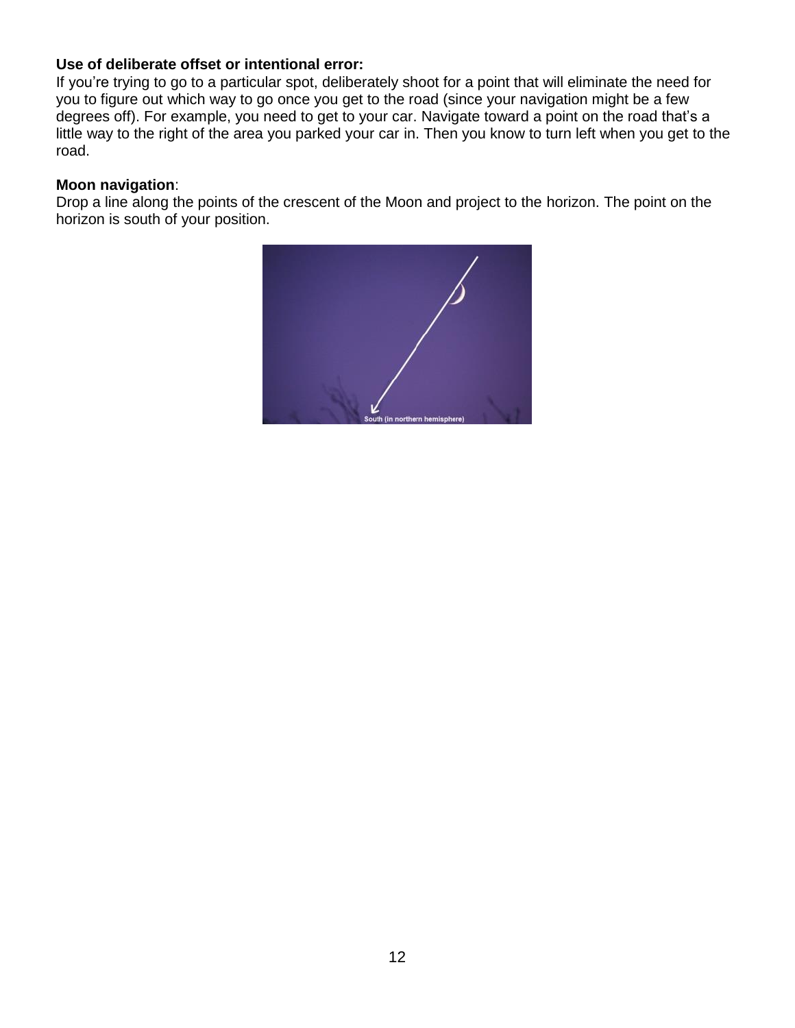**Use of deliberate offset or intentional error:**
If you're trying to go to a particular spot, deliberately shoot for a point that will eliminate the need for you to figure out which way to go once you get to the road (since your navigation might be a few degrees off). For example, you need to get to your car. Navigate toward a point on the road that's a little way to the right of the area you parked your car in. Then you know to turn left when you get to the road.

**Moon navigation**:
Drop a line along the points of the crescent of the Moon and project to the horizon. The point on the horizon is south of your position.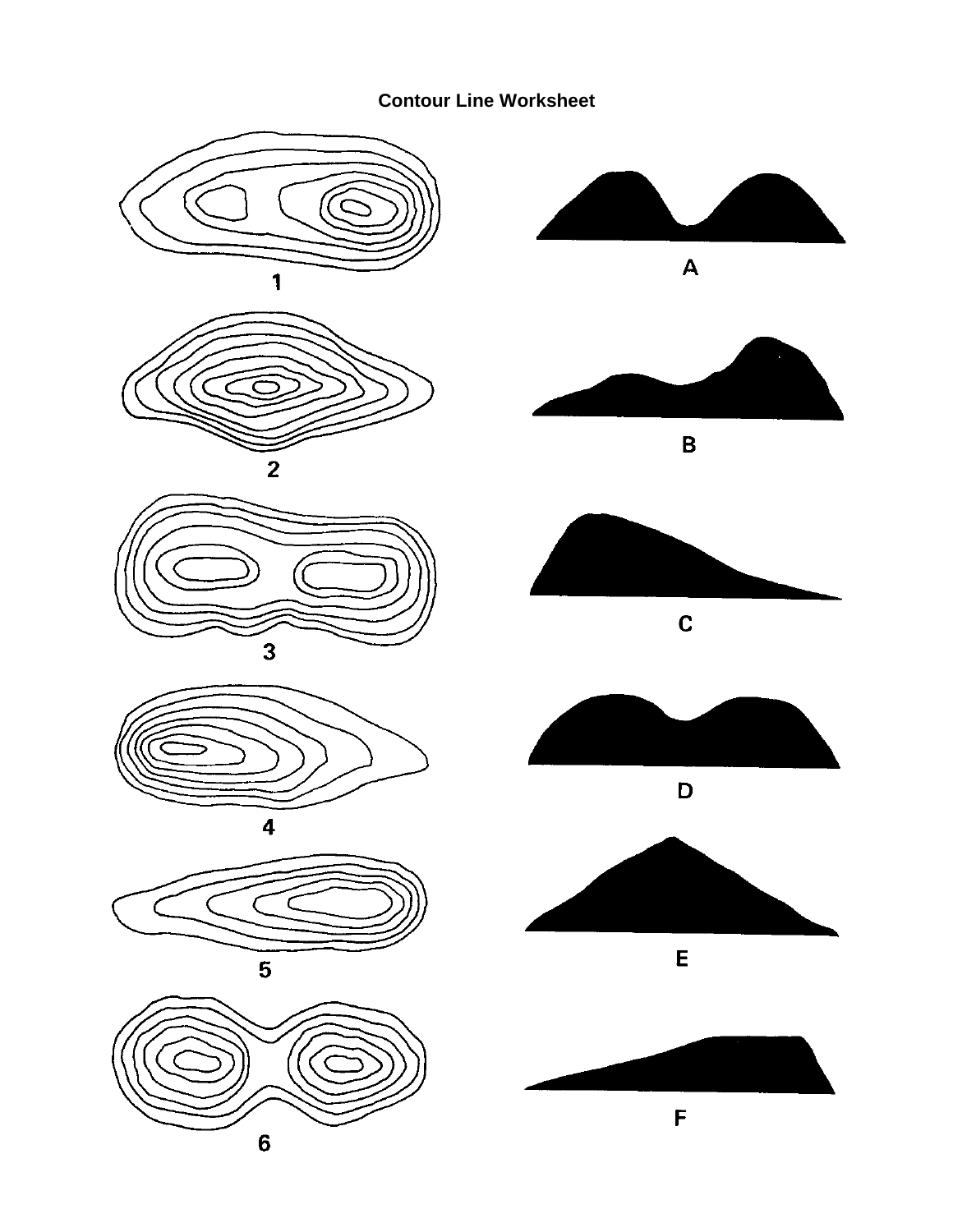**Contour Line Worksheet**

1

2

3

4

5

6

A

B

C

D

E

F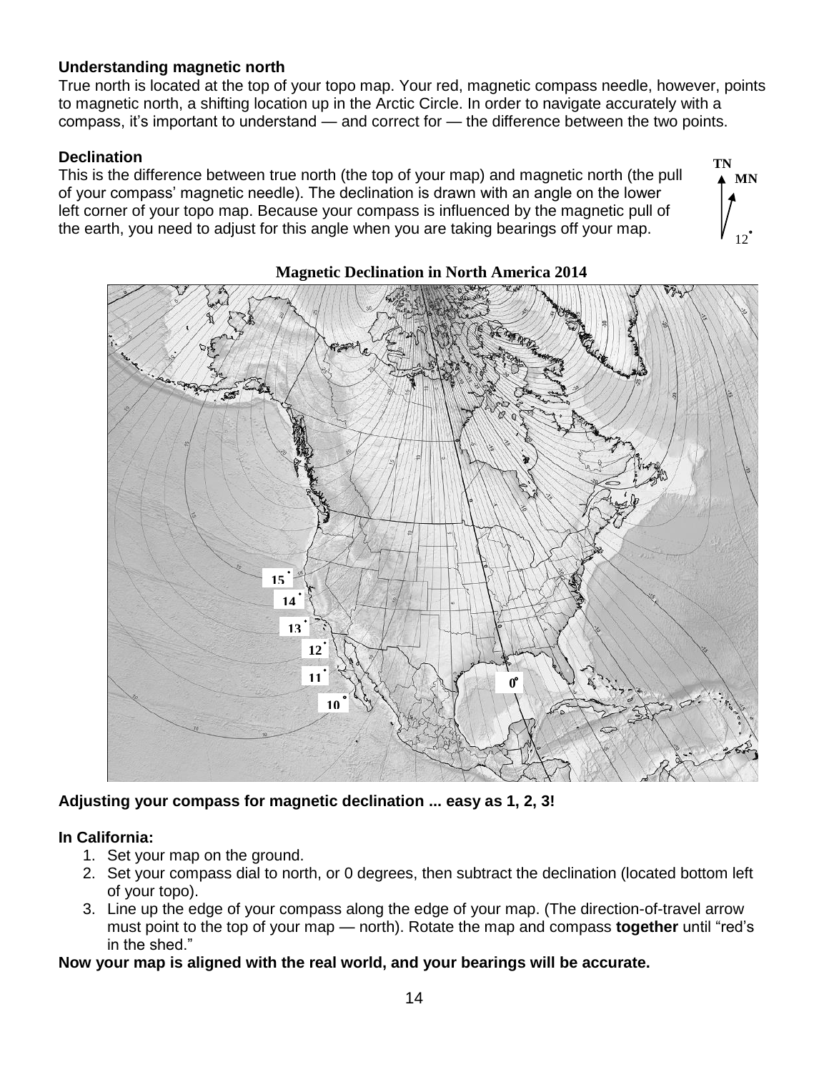**Understanding magnetic north**

True north is located at the top of your topo map. Your red, magnetic compass needle, however, points to magnetic north, a shifting location up in the Arctic Circle. In order to navigate accurately with a compass, it's important to understand — and correct for — the difference between the two points.

**Declination**

This is the difference between true north (the top of your map) and magnetic north (the pull of your compass' magnetic needle). The declination is drawn with an angle on the lower left corner of your topo map. Because your compass is influenced by the magnetic pull of the earth, you need to adjust for this angle when you are taking bearings off your map.

**Magnetic Declination in North America 2014**

**Adjusting your compass for magnetic declination ... easy as 1, 2, 3!**

**In California:**

1. Set your map on the ground.
2. Set your compass dial to north, or 0 degrees, then subtract the declination (located bottom left of your topo).
3. Line up the edge of your compass along the edge of your map. (The direction-of-travel arrow must point to the top of your map — north). Rotate the map and compass **together** until "red's in the shed."

**Now your map is aligned with the real world, and your bearings will be accurate.**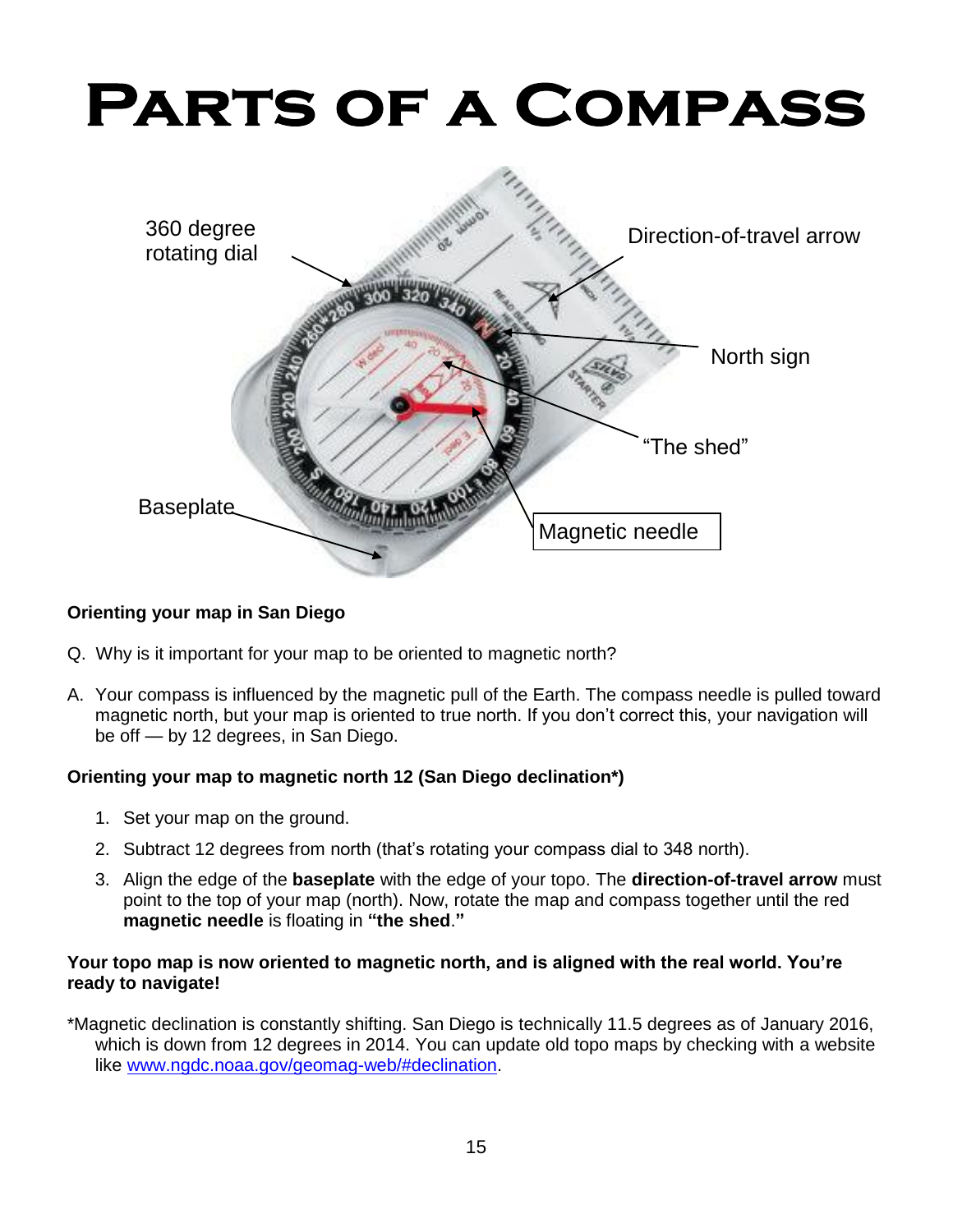# Parts of a Compass

360 degree rotating dial

Direction-of-travel arrow

North sign

"The shed"

Baseplate

Magnetic needle

**Orienting your map in San Diego**

Q. Why is it important for your map to be oriented to magnetic north?

A. Your compass is influenced by the magnetic pull of the Earth. The compass needle is pulled toward magnetic north, but your map is oriented to true north. If you don't correct this, your navigation will be off — by 12 degrees, in San Diego.

**Orienting your map to magnetic north 12 (San Diego declination*)**

1. Set your map on the ground.
2. Subtract 12 degrees from north (that's rotating your compass dial to 348 north).
3. Align the edge of the **baseplate** with the edge of your topo. The **direction-of-travel arrow** must point to the top of your map (north). Now, rotate the map and compass together until the red **magnetic needle** is floating in **"the shed."**

**Your topo map is now oriented to magnetic north, and is aligned with the real world. You're ready to navigate!**

*Magnetic declination is constantly shifting. San Diego is technically 11.5 degrees as of January 2016, which is down from 12 degrees in 2014. You can update old topo maps by checking with a website like www.ngdc.noaa.gov/geomag-web/#declination.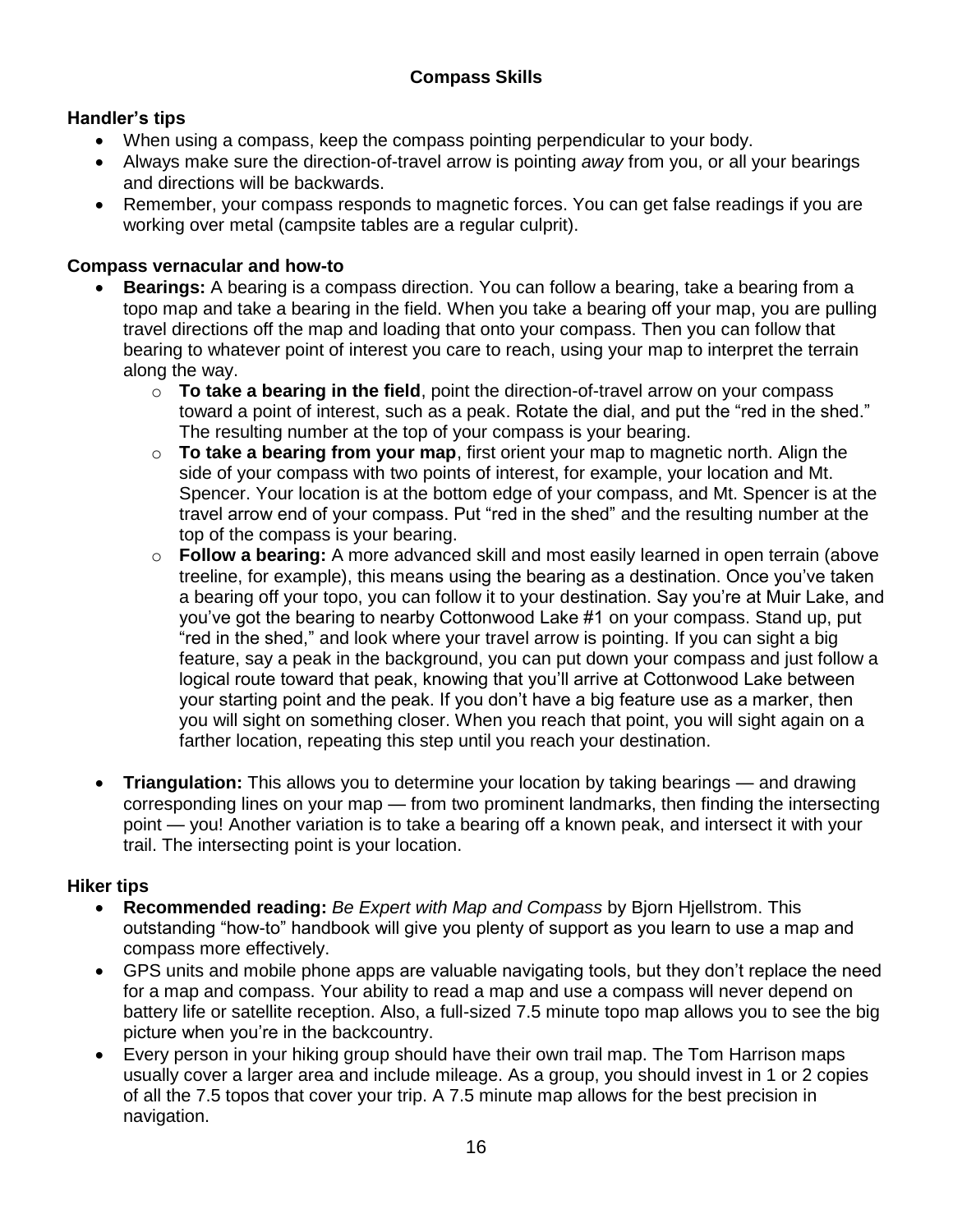## Compass Skills

### Handler's tips

- When using a compass, keep the compass pointing perpendicular to your body.
- Always make sure the direction-of-travel arrow is pointing *away* from you, or all your bearings and directions will be backwards.
- Remember, your compass responds to magnetic forces. You can get false readings if you are working over metal (campsite tables are a regular culprit).

### Compass vernacular and how-to

- **Bearings:** A bearing is a compass direction. You can follow a bearing, take a bearing from a topo map and take a bearing in the field. When you take a bearing off your map, you are pulling travel directions off the map and loading that onto your compass. Then you can follow that bearing to whatever point of interest you care to reach, using your map to interpret the terrain along the way.
  - **To take a bearing in the field**, point the direction-of-travel arrow on your compass toward a point of interest, such as a peak. Rotate the dial, and put the "red in the shed." The resulting number at the top of your compass is your bearing.
  - **To take a bearing from your map**, first orient your map to magnetic north. Align the side of your compass with two points of interest, for example, your location and Mt. Spencer. Your location is at the bottom edge of your compass, and Mt. Spencer is at the travel arrow end of your compass. Put "red in the shed" and the resulting number at the top of the compass is your bearing.
  - **Follow a bearing:** A more advanced skill and most easily learned in open terrain (above treeline, for example), this means using the bearing as a destination. Once you've taken a bearing off your topo, you can follow it to your destination. Say you're at Muir Lake, and you've got the bearing to nearby Cottonwood Lake #1 on your compass. Stand up, put "red in the shed," and look where your travel arrow is pointing. If you can sight a big feature, say a peak in the background, you can put down your compass and just follow a logical route toward that peak, knowing that you'll arrive at Cottonwood Lake between your starting point and the peak. If you don't have a big feature use as a marker, then you will sight on something closer. When you reach that point, you will sight again on a farther location, repeating this step until you reach your destination.

- **Triangulation:** This allows you to determine your location by taking bearings — and drawing corresponding lines on your map — from two prominent landmarks, then finding the intersecting point — you! Another variation is to take a bearing off a known peak, and intersect it with your trail. The intersecting point is your location.

### Hiker tips

- **Recommended reading:** *Be Expert with Map and Compass* by Bjorn Hjellstrom. This outstanding "how-to" handbook will give you plenty of support as you learn to use a map and compass more effectively.
- GPS units and mobile phone apps are valuable navigating tools, but they don't replace the need for a map and compass. Your ability to read a map and use a compass will never depend on battery life or satellite reception. Also, a full-sized 7.5 minute topo map allows you to see the big picture when you're in the backcountry.
- Every person in your hiking group should have their own trail map. The Tom Harrison maps usually cover a larger area and include mileage. As a group, you should invest in 1 or 2 copies of all the 7.5 topos that cover your trip. A 7.5 minute map allows for the best precision in navigation.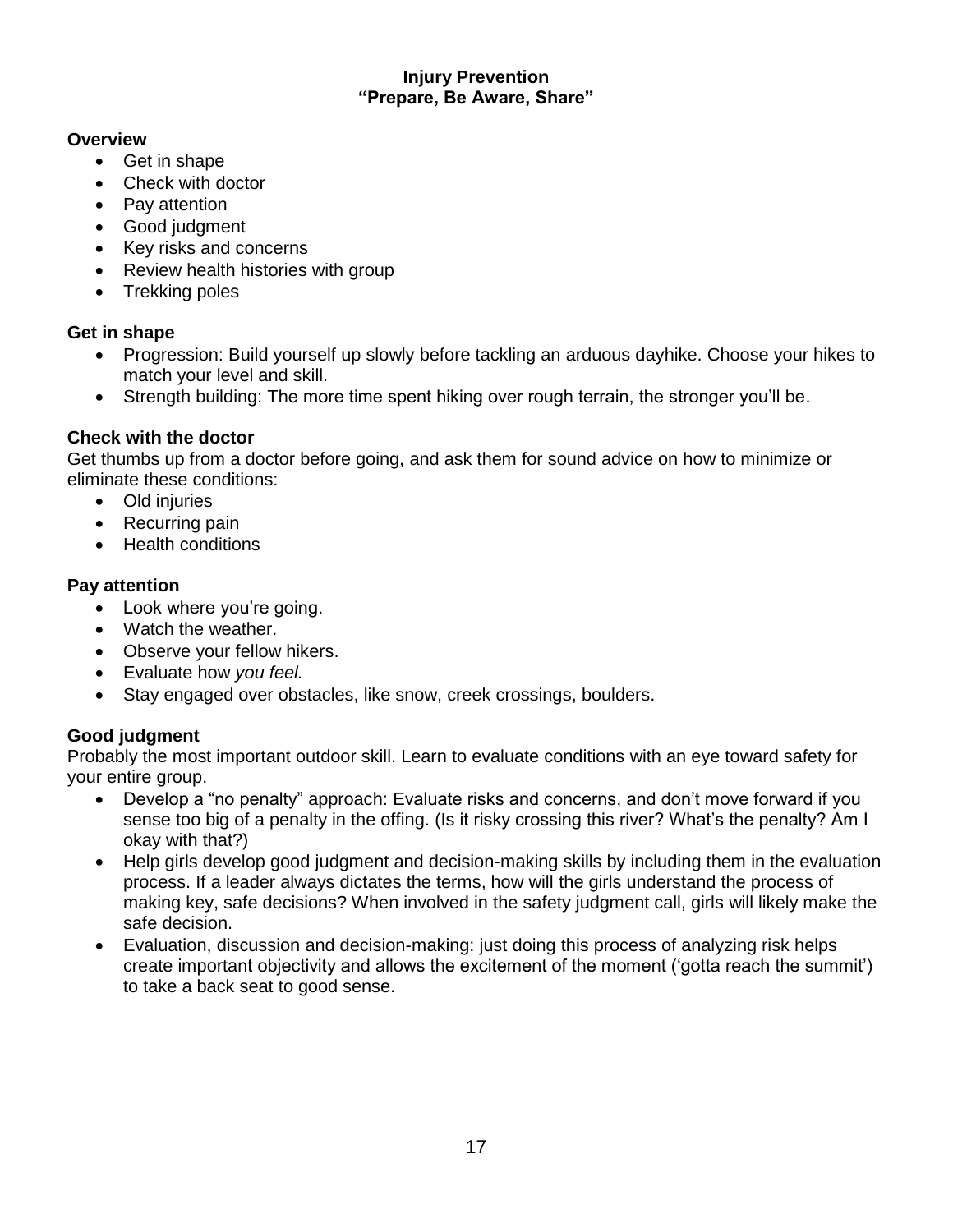## Injury Prevention
## "Prepare, Be Aware, Share"

### Overview

- Get in shape
- Check with doctor
- Pay attention
- Good judgment
- Key risks and concerns
- Review health histories with group
- Trekking poles

### Get in shape

- Progression: Build yourself up slowly before tackling an arduous dayhike. Choose your hikes to match your level and skill.
- Strength building: The more time spent hiking over rough terrain, the stronger you'll be.

### Check with the doctor

Get thumbs up from a doctor before going, and ask them for sound advice on how to minimize or eliminate these conditions:

- Old injuries
- Recurring pain
- Health conditions

### Pay attention

- Look where you're going.
- Watch the weather.
- Observe your fellow hikers.
- Evaluate how *you feel.*
- Stay engaged over obstacles, like snow, creek crossings, boulders.

### Good judgment

Probably the most important outdoor skill. Learn to evaluate conditions with an eye toward safety for your entire group.

- Develop a "no penalty" approach: Evaluate risks and concerns, and don't move forward if you sense too big of a penalty in the offing. (Is it risky crossing this river? What's the penalty? Am I okay with that?)
- Help girls develop good judgment and decision-making skills by including them in the evaluation process. If a leader always dictates the terms, how will the girls understand the process of making key, safe decisions? When involved in the safety judgment call, girls will likely make the safe decision.
- Evaluation, discussion and decision-making: just doing this process of analyzing risk helps create important objectivity and allows the excitement of the moment ('gotta reach the summit') to take a back seat to good sense.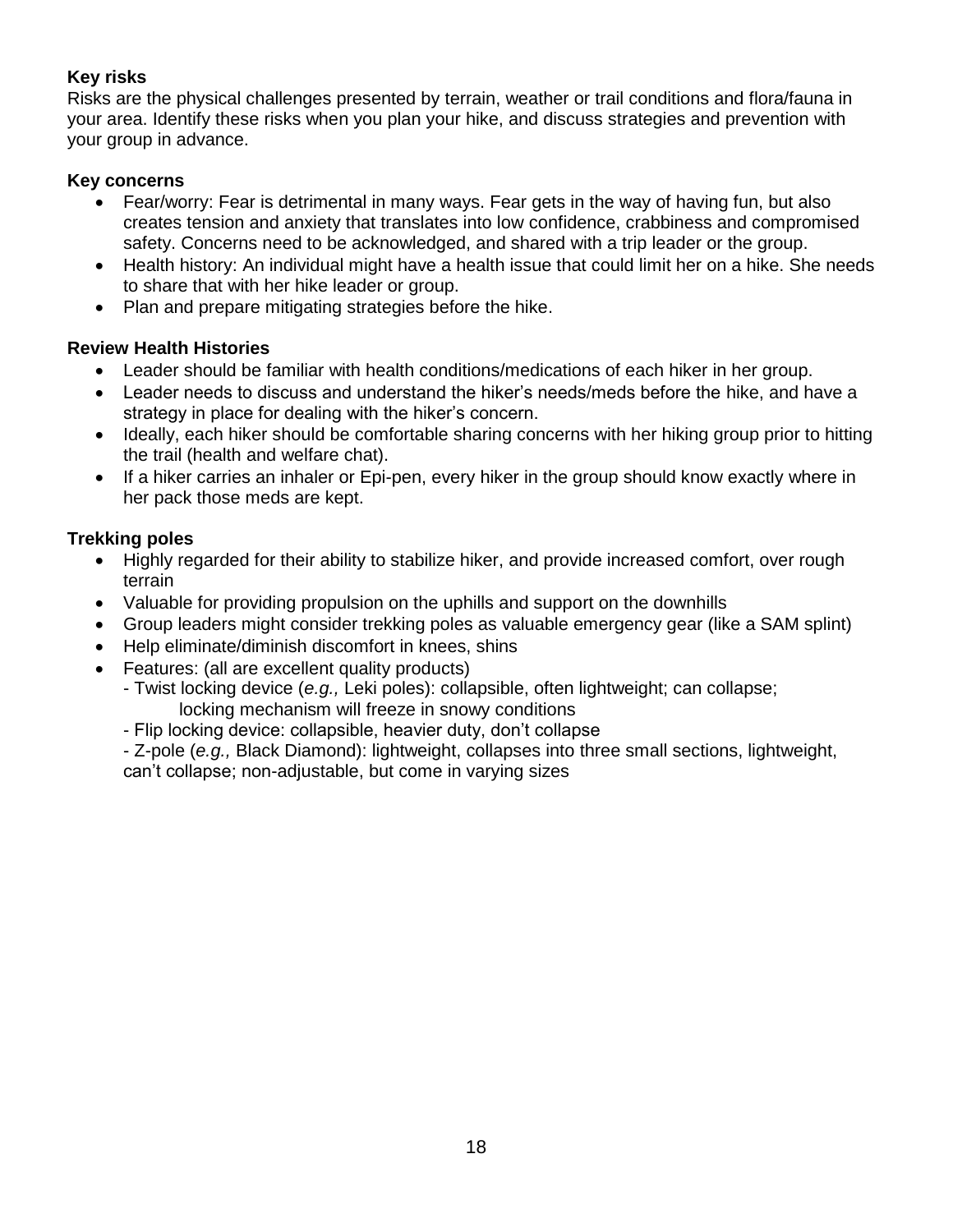**Key risks**

Risks are the physical challenges presented by terrain, weather or trail conditions and flora/fauna in your area. Identify these risks when you plan your hike, and discuss strategies and prevention with your group in advance.

**Key concerns**

- Fear/worry: Fear is detrimental in many ways. Fear gets in the way of having fun, but also creates tension and anxiety that translates into low confidence, crabbiness and compromised safety. Concerns need to be acknowledged, and shared with a trip leader or the group.
- Health history: An individual might have a health issue that could limit her on a hike. She needs to share that with her hike leader or group.
- Plan and prepare mitigating strategies before the hike.

**Review Health Histories**

- Leader should be familiar with health conditions/medications of each hiker in her group.
- Leader needs to discuss and understand the hiker's needs/meds before the hike, and have a strategy in place for dealing with the hiker's concern.
- Ideally, each hiker should be comfortable sharing concerns with her hiking group prior to hitting the trail (health and welfare chat).
- If a hiker carries an inhaler or Epi-pen, every hiker in the group should know exactly where in her pack those meds are kept.

**Trekking poles**

- Highly regarded for their ability to stabilize hiker, and provide increased comfort, over rough terrain
- Valuable for providing propulsion on the uphills and support on the downhills
- Group leaders might consider trekking poles as valuable emergency gear (like a SAM splint)
- Help eliminate/diminish discomfort in knees, shins
- Features: (all are excellent quality products)
  - Twist locking device (*e.g.,* Leki poles): collapsible, often lightweight; can collapse; locking mechanism will freeze in snowy conditions
  - Flip locking device: collapsible, heavier duty, don't collapse
  - Z-pole (*e.g.,* Black Diamond): lightweight, collapses into three small sections, lightweight, can't collapse; non-adjustable, but come in varying sizes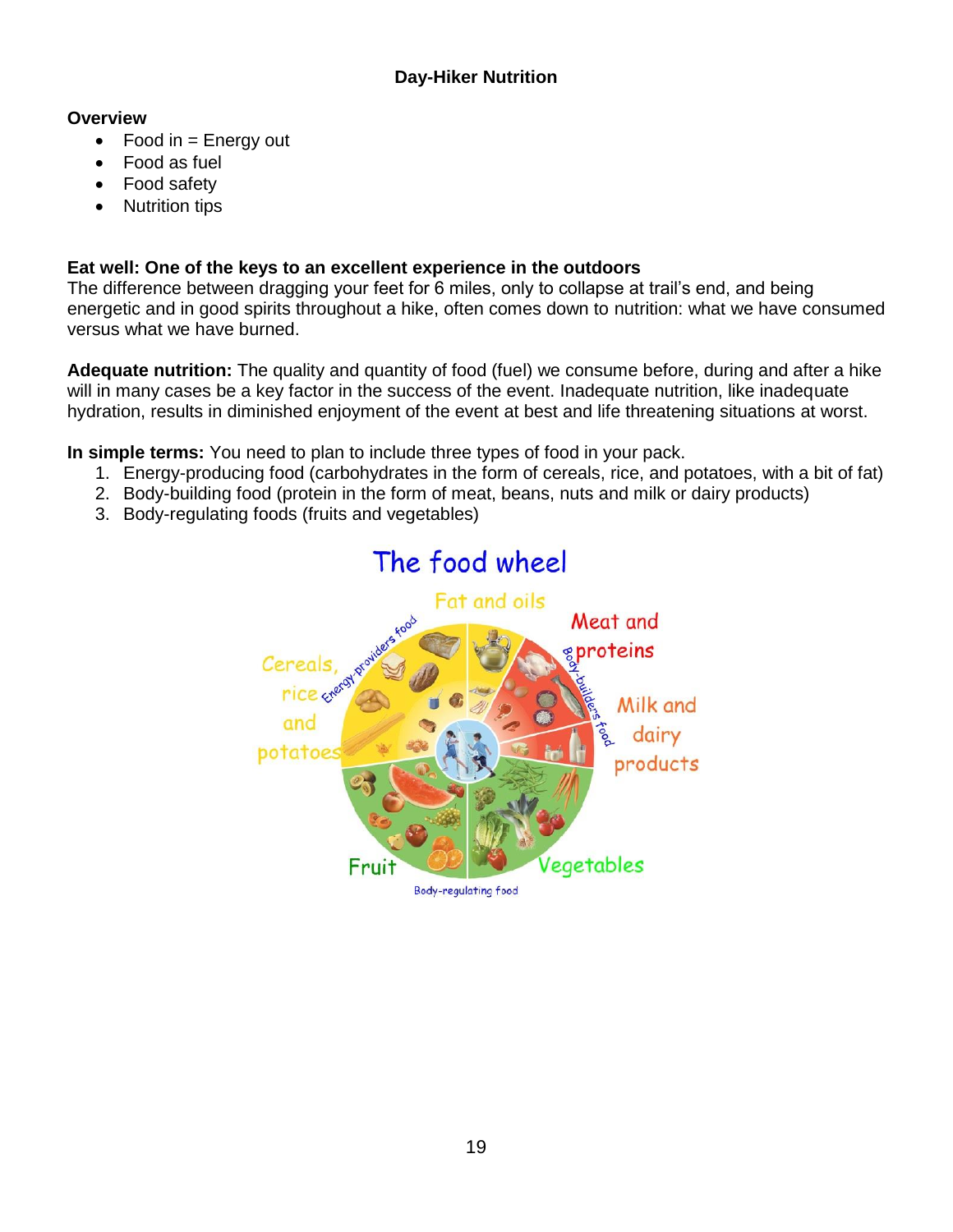# Day-Hiker Nutrition

**Overview**

- Food in = Energy out
- Food as fuel
- Food safety
- Nutrition tips

**Eat well: One of the keys to an excellent experience in the outdoors**
The difference between dragging your feet for 6 miles, only to collapse at trail's end, and being energetic and in good spirits throughout a hike, often comes down to nutrition: what we have consumed versus what we have burned.

**Adequate nutrition:** The quality and quantity of food (fuel) we consume before, during and after a hike will in many cases be a key factor in the success of the event. Inadequate nutrition, like inadequate hydration, results in diminished enjoyment of the event at best and life threatening situations at worst.

**In simple terms:** You need to plan to include three types of food in your pack.

1. Energy-producing food (carbohydrates in the form of cereals, rice, and potatoes, with a bit of fat)
2. Body-building food (protein in the form of meat, beans, nuts and milk or dairy products)
3. Body-regulating foods (fruits and vegetables)

The food wheel

Fat and oils | Meat and proteins | Milk and dairy products | Vegetables | Fruit | Cereals, rice and potatoes

Energy-providers food | Body-builders food | Body-regulating food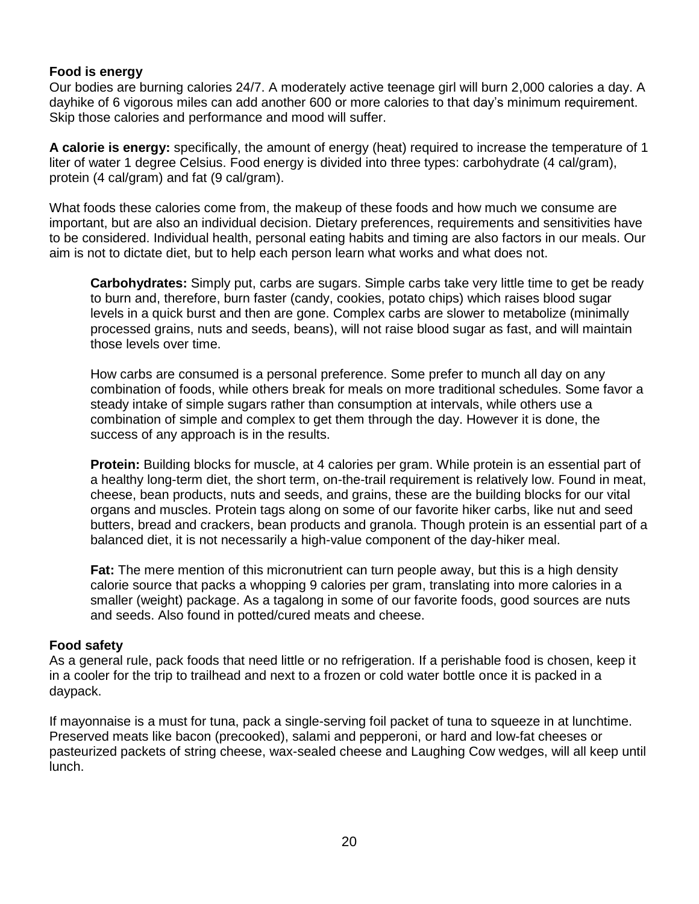**Food is energy**
Our bodies are burning calories 24/7. A moderately active teenage girl will burn 2,000 calories a day. A dayhike of 6 vigorous miles can add another 600 or more calories to that day's minimum requirement. Skip those calories and performance and mood will suffer.

**A calorie is energy:** specifically, the amount of energy (heat) required to increase the temperature of 1 liter of water 1 degree Celsius. Food energy is divided into three types: carbohydrate (4 cal/gram), protein (4 cal/gram) and fat (9 cal/gram).

What foods these calories come from, the makeup of these foods and how much we consume are important, but are also an individual decision. Dietary preferences, requirements and sensitivities have to be considered. Individual health, personal eating habits and timing are also factors in our meals. Our aim is not to dictate diet, but to help each person learn what works and what does not.

> **Carbohydrates:** Simply put, carbs are sugars. Simple carbs take very little time to get be ready to burn and, therefore, burn faster (candy, cookies, potato chips) which raises blood sugar levels in a quick burst and then are gone. Complex carbs are slower to metabolize (minimally processed grains, nuts and seeds, beans), will not raise blood sugar as fast, and will maintain those levels over time.
>
> How carbs are consumed is a personal preference. Some prefer to munch all day on any combination of foods, while others break for meals on more traditional schedules. Some favor a steady intake of simple sugars rather than consumption at intervals, while others use a combination of simple and complex to get them through the day. However it is done, the success of any approach is in the results.
>
> **Protein:** Building blocks for muscle, at 4 calories per gram. While protein is an essential part of a healthy long-term diet, the short term, on-the-trail requirement is relatively low. Found in meat, cheese, bean products, nuts and seeds, and grains, these are the building blocks for our vital organs and muscles. Protein tags along on some of our favorite hiker carbs, like nut and seed butters, bread and crackers, bean products and granola. Though protein is an essential part of a balanced diet, it is not necessarily a high-value component of the day-hiker meal.
>
> **Fat:** The mere mention of this micronutrient can turn people away, but this is a high density calorie source that packs a whopping 9 calories per gram, translating into more calories in a smaller (weight) package. As a tagalong in some of our favorite foods, good sources are nuts and seeds. Also found in potted/cured meats and cheese.

**Food safety**
As a general rule, pack foods that need little or no refrigeration. If a perishable food is chosen, keep it in a cooler for the trip to trailhead and next to a frozen or cold water bottle once it is packed in a daypack.

If mayonnaise is a must for tuna, pack a single-serving foil packet of tuna to squeeze in at lunchtime. Preserved meats like bacon (precooked), salami and pepperoni, or hard and low-fat cheeses or pasteurized packets of string cheese, wax-sealed cheese and Laughing Cow wedges, will all keep until lunch.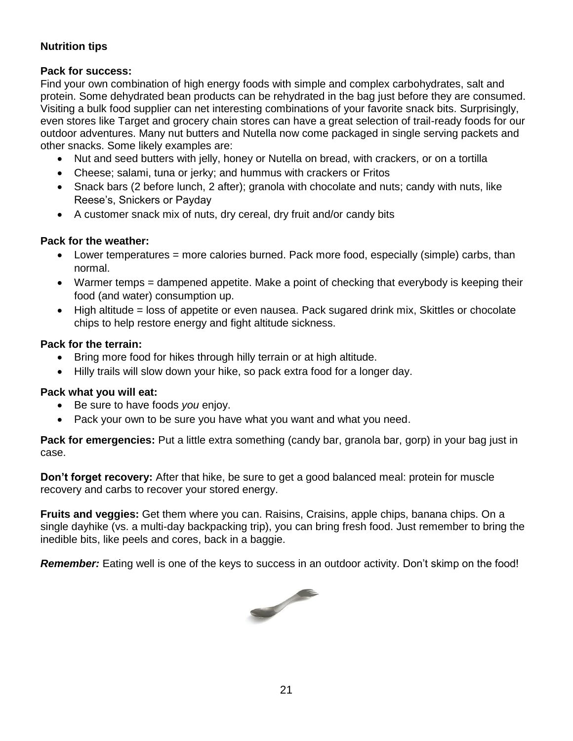**Nutrition tips**

**Pack for success:**
Find your own combination of high energy foods with simple and complex carbohydrates, salt and protein. Some dehydrated bean products can be rehydrated in the bag just before they are consumed. Visiting a bulk food supplier can net interesting combinations of your favorite snack bits. Surprisingly, even stores like Target and grocery chain stores can have a great selection of trail-ready foods for our outdoor adventures. Many nut butters and Nutella now come packaged in single serving packets and other snacks. Some likely examples are:

- Nut and seed butters with jelly, honey or Nutella on bread, with crackers, or on a tortilla
- Cheese; salami, tuna or jerky; and hummus with crackers or Fritos
- Snack bars (2 before lunch, 2 after); granola with chocolate and nuts; candy with nuts, like Reese's, Snickers or Payday
- A customer snack mix of nuts, dry cereal, dry fruit and/or candy bits

**Pack for the weather:**

- Lower temperatures = more calories burned. Pack more food, especially (simple) carbs, than normal.
- Warmer temps = dampened appetite. Make a point of checking that everybody is keeping their food (and water) consumption up.
- High altitude = loss of appetite or even nausea. Pack sugared drink mix, Skittles or chocolate chips to help restore energy and fight altitude sickness.

**Pack for the terrain:**

- Bring more food for hikes through hilly terrain or at high altitude.
- Hilly trails will slow down your hike, so pack extra food for a longer day.

**Pack what you will eat:**

- Be sure to have foods *you* enjoy.
- Pack your own to be sure you have what you want and what you need.

**Pack for emergencies:** Put a little extra something (candy bar, granola bar, gorp) in your bag just in case.

**Don't forget recovery:** After that hike, be sure to get a good balanced meal: protein for muscle recovery and carbs to recover your stored energy.

**Fruits and veggies:** Get them where you can. Raisins, Craisins, apple chips, banana chips. On a single dayhike (vs. a multi-day backpacking trip), you can bring fresh food. Just remember to bring the inedible bits, like peels and cores, back in a baggie.

***Remember:*** Eating well is one of the keys to success in an outdoor activity. Don't skimp on the food!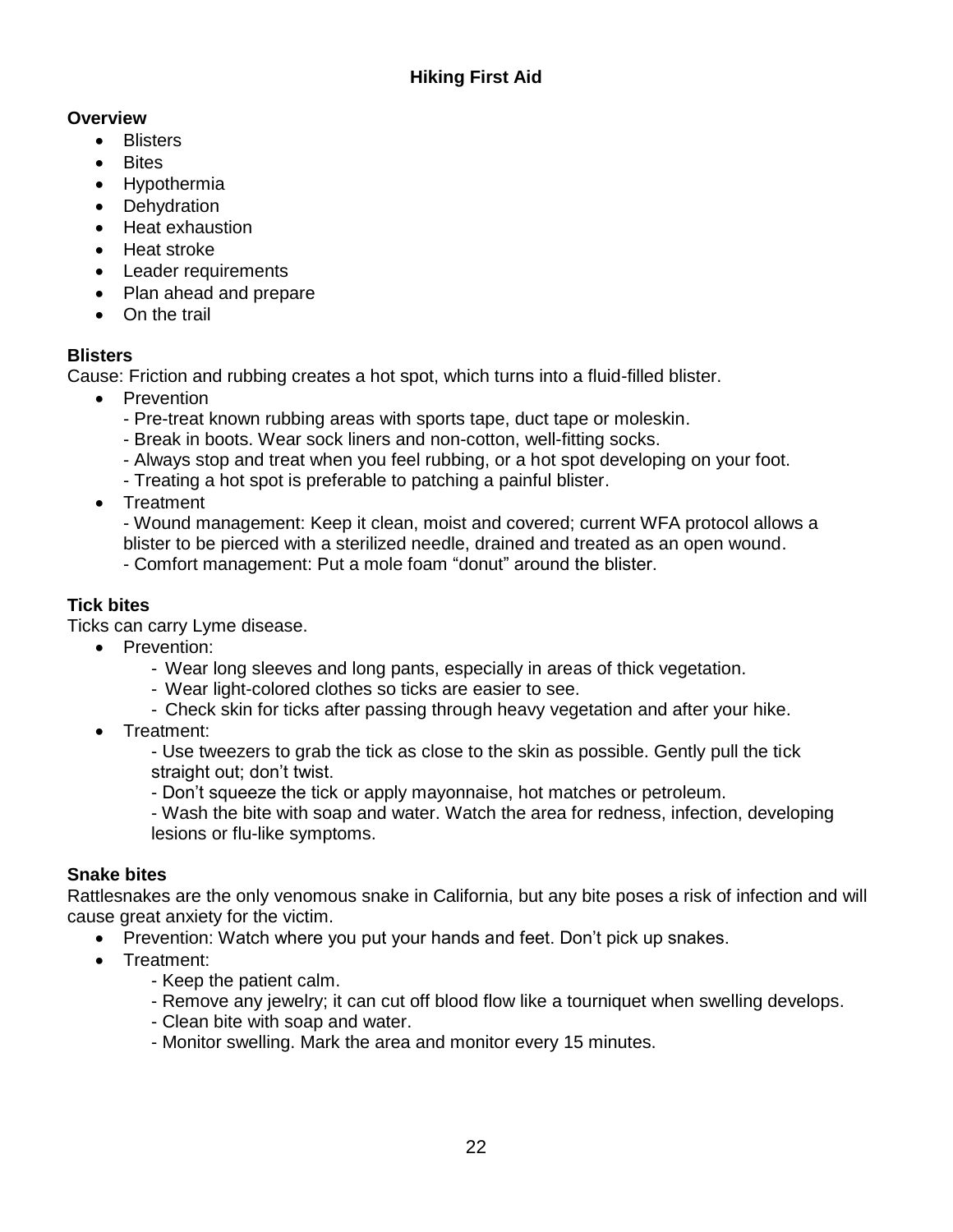# Hiking First Aid

**Overview**

- Blisters
- Bites
- Hypothermia
- Dehydration
- Heat exhaustion
- Heat stroke
- Leader requirements
- Plan ahead and prepare
- On the trail

**Blisters**

Cause: Friction and rubbing creates a hot spot, which turns into a fluid-filled blister.

- Prevention
  - Pre-treat known rubbing areas with sports tape, duct tape or moleskin.
  - Break in boots. Wear sock liners and non-cotton, well-fitting socks.
  - Always stop and treat when you feel rubbing, or a hot spot developing on your foot.
  - Treating a hot spot is preferable to patching a painful blister.
- Treatment
  - Wound management: Keep it clean, moist and covered; current WFA protocol allows a blister to be pierced with a sterilized needle, drained and treated as an open wound.
  - Comfort management: Put a mole foam "donut" around the blister.

**Tick bites**

Ticks can carry Lyme disease.

- Prevention:
  - Wear long sleeves and long pants, especially in areas of thick vegetation.
  - Wear light-colored clothes so ticks are easier to see.
  - Check skin for ticks after passing through heavy vegetation and after your hike.
- Treatment:
  - Use tweezers to grab the tick as close to the skin as possible. Gently pull the tick straight out; don't twist.
  - Don't squeeze the tick or apply mayonnaise, hot matches or petroleum.
  - Wash the bite with soap and water. Watch the area for redness, infection, developing lesions or flu-like symptoms.

**Snake bites**

Rattlesnakes are the only venomous snake in California, but any bite poses a risk of infection and will cause great anxiety for the victim.

- Prevention: Watch where you put your hands and feet. Don't pick up snakes.
- Treatment:
  - Keep the patient calm.
  - Remove any jewelry; it can cut off blood flow like a tourniquet when swelling develops.
  - Clean bite with soap and water.
  - Monitor swelling. Mark the area and monitor every 15 minutes.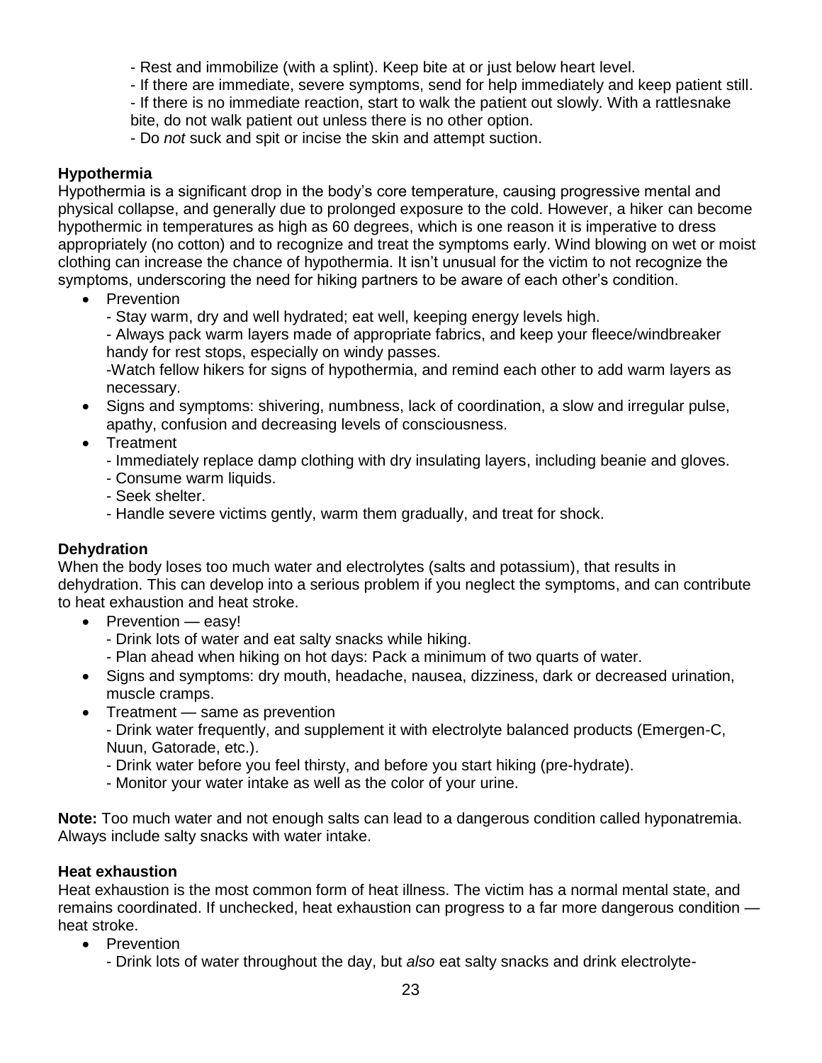- Rest and immobilize (with a splint). Keep bite at or just below heart level.
- If there are immediate, severe symptoms, send for help immediately and keep patient still.
- If there is no immediate reaction, start to walk the patient out slowly. With a rattlesnake bite, do not walk patient out unless there is no other option.
- Do *not* suck and spit or incise the skin and attempt suction.

**Hypothermia**

Hypothermia is a significant drop in the body's core temperature, causing progressive mental and physical collapse, and generally due to prolonged exposure to the cold. However, a hiker can become hypothermic in temperatures as high as 60 degrees, which is one reason it is imperative to dress appropriately (no cotton) and to recognize and treat the symptoms early. Wind blowing on wet or moist clothing can increase the chance of hypothermia. It isn't unusual for the victim to not recognize the symptoms, underscoring the need for hiking partners to be aware of each other's condition.

- Prevention
  - Stay warm, dry and well hydrated; eat well, keeping energy levels high.
  - Always pack warm layers made of appropriate fabrics, and keep your fleece/windbreaker handy for rest stops, especially on windy passes.
  - Watch fellow hikers for signs of hypothermia, and remind each other to add warm layers as necessary.
- Signs and symptoms: shivering, numbness, lack of coordination, a slow and irregular pulse, apathy, confusion and decreasing levels of consciousness.
- Treatment
  - Immediately replace damp clothing with dry insulating layers, including beanie and gloves.
  - Consume warm liquids.
  - Seek shelter.
  - Handle severe victims gently, warm them gradually, and treat for shock.

**Dehydration**

When the body loses too much water and electrolytes (salts and potassium), that results in dehydration. This can develop into a serious problem if you neglect the symptoms, and can contribute to heat exhaustion and heat stroke.

- Prevention — easy!
  - Drink lots of water and eat salty snacks while hiking.
  - Plan ahead when hiking on hot days: Pack a minimum of two quarts of water.
- Signs and symptoms: dry mouth, headache, nausea, dizziness, dark or decreased urination, muscle cramps.
- Treatment — same as prevention
  - Drink water frequently, and supplement it with electrolyte balanced products (Emergen-C, Nuun, Gatorade, etc.).
  - Drink water before you feel thirsty, and before you start hiking (pre-hydrate).
  - Monitor your water intake as well as the color of your urine.

**Note:** Too much water and not enough salts can lead to a dangerous condition called hyponatremia. Always include salty snacks with water intake.

**Heat exhaustion**

Heat exhaustion is the most common form of heat illness. The victim has a normal mental state, and remains coordinated. If unchecked, heat exhaustion can progress to a far more dangerous condition — heat stroke.

- Prevention
  - Drink lots of water throughout the day, but *also* eat salty snacks and drink electrolyte-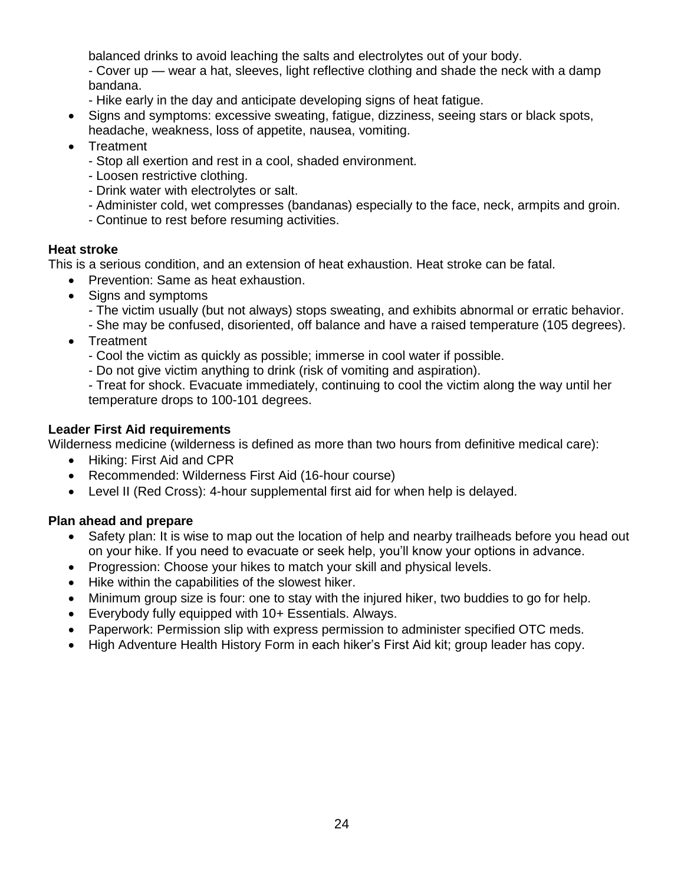balanced drinks to avoid leaching the salts and electrolytes out of your body.
- Cover up — wear a hat, sleeves, light reflective clothing and shade the neck with a damp bandana.
- Hike early in the day and anticipate developing signs of heat fatigue.

- Signs and symptoms: excessive sweating, fatigue, dizziness, seeing stars or black spots, headache, weakness, loss of appetite, nausea, vomiting.
- Treatment
  - Stop all exertion and rest in a cool, shaded environment.
  - Loosen restrictive clothing.
  - Drink water with electrolytes or salt.
  - Administer cold, wet compresses (bandanas) especially to the face, neck, armpits and groin.
  - Continue to rest before resuming activities.

**Heat stroke**

This is a serious condition, and an extension of heat exhaustion. Heat stroke can be fatal.

- Prevention: Same as heat exhaustion.
- Signs and symptoms
  - The victim usually (but not always) stops sweating, and exhibits abnormal or erratic behavior.
  - She may be confused, disoriented, off balance and have a raised temperature (105 degrees).
- Treatment
  - Cool the victim as quickly as possible; immerse in cool water if possible.
  - Do not give victim anything to drink (risk of vomiting and aspiration).
  - Treat for shock. Evacuate immediately, continuing to cool the victim along the way until her temperature drops to 100-101 degrees.

**Leader First Aid requirements**

Wilderness medicine (wilderness is defined as more than two hours from definitive medical care):

- Hiking: First Aid and CPR
- Recommended: Wilderness First Aid (16-hour course)
- Level II (Red Cross): 4-hour supplemental first aid for when help is delayed.

**Plan ahead and prepare**

- Safety plan: It is wise to map out the location of help and nearby trailheads before you head out on your hike. If you need to evacuate or seek help, you'll know your options in advance.
- Progression: Choose your hikes to match your skill and physical levels.
- Hike within the capabilities of the slowest hiker.
- Minimum group size is four: one to stay with the injured hiker, two buddies to go for help.
- Everybody fully equipped with 10+ Essentials. Always.
- Paperwork: Permission slip with express permission to administer specified OTC meds.
- High Adventure Health History Form in each hiker's First Aid kit; group leader has copy.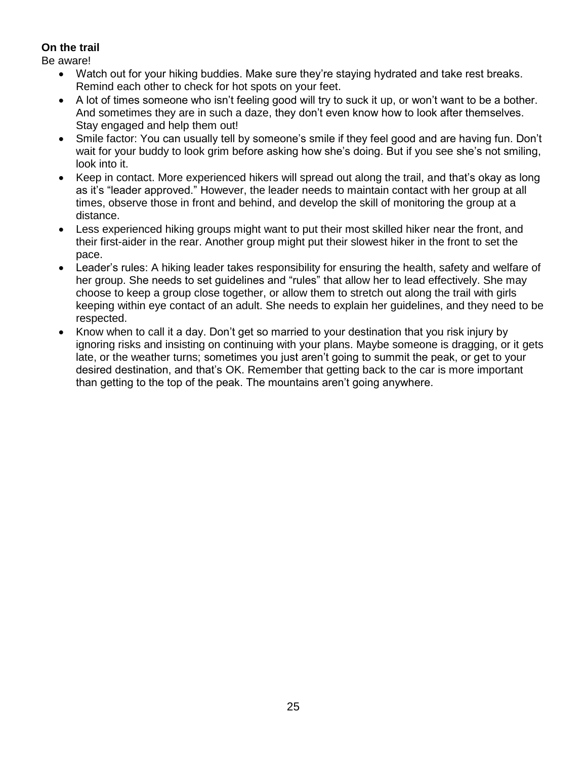**On the trail**

Be aware!

- Watch out for your hiking buddies. Make sure they're staying hydrated and take rest breaks. Remind each other to check for hot spots on your feet.
- A lot of times someone who isn't feeling good will try to suck it up, or won't want to be a bother. And sometimes they are in such a daze, they don't even know how to look after themselves. Stay engaged and help them out!
- Smile factor: You can usually tell by someone's smile if they feel good and are having fun. Don't wait for your buddy to look grim before asking how she's doing. But if you see she's not smiling, look into it.
- Keep in contact. More experienced hikers will spread out along the trail, and that's okay as long as it's "leader approved." However, the leader needs to maintain contact with her group at all times, observe those in front and behind, and develop the skill of monitoring the group at a distance.
- Less experienced hiking groups might want to put their most skilled hiker near the front, and their first-aider in the rear. Another group might put their slowest hiker in the front to set the pace.
- Leader's rules: A hiking leader takes responsibility for ensuring the health, safety and welfare of her group. She needs to set guidelines and "rules" that allow her to lead effectively. She may choose to keep a group close together, or allow them to stretch out along the trail with girls keeping within eye contact of an adult. She needs to explain her guidelines, and they need to be respected.
- Know when to call it a day. Don't get so married to your destination that you risk injury by ignoring risks and insisting on continuing with your plans. Maybe someone is dragging, or it gets late, or the weather turns; sometimes you just aren't going to summit the peak, or get to your desired destination, and that's OK. Remember that getting back to the car is more important than getting to the top of the peak. The mountains aren't going anywhere.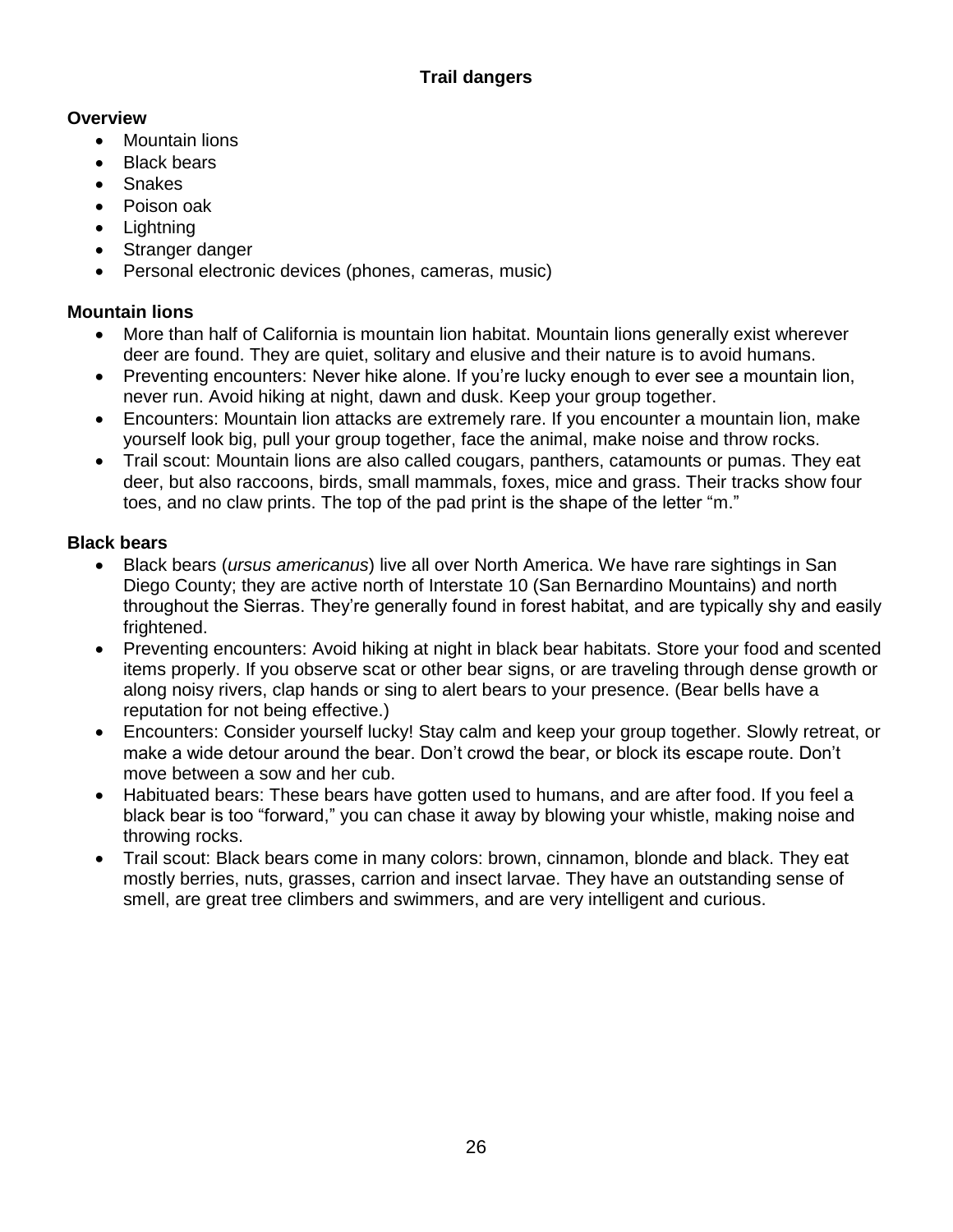## Trail dangers

### Overview

- Mountain lions
- Black bears
- Snakes
- Poison oak
- Lightning
- Stranger danger
- Personal electronic devices (phones, cameras, music)

### Mountain lions

- More than half of California is mountain lion habitat. Mountain lions generally exist wherever deer are found. They are quiet, solitary and elusive and their nature is to avoid humans.
- Preventing encounters: Never hike alone. If you're lucky enough to ever see a mountain lion, never run. Avoid hiking at night, dawn and dusk. Keep your group together.
- Encounters: Mountain lion attacks are extremely rare. If you encounter a mountain lion, make yourself look big, pull your group together, face the animal, make noise and throw rocks.
- Trail scout: Mountain lions are also called cougars, panthers, catamounts or pumas. They eat deer, but also raccoons, birds, small mammals, foxes, mice and grass. Their tracks show four toes, and no claw prints. The top of the pad print is the shape of the letter "m."

### Black bears

- Black bears (*ursus americanus*) live all over North America. We have rare sightings in San Diego County; they are active north of Interstate 10 (San Bernardino Mountains) and north throughout the Sierras. They're generally found in forest habitat, and are typically shy and easily frightened.
- Preventing encounters: Avoid hiking at night in black bear habitats. Store your food and scented items properly. If you observe scat or other bear signs, or are traveling through dense growth or along noisy rivers, clap hands or sing to alert bears to your presence. (Bear bells have a reputation for not being effective.)
- Encounters: Consider yourself lucky! Stay calm and keep your group together. Slowly retreat, or make a wide detour around the bear. Don't crowd the bear, or block its escape route. Don't move between a sow and her cub.
- Habituated bears: These bears have gotten used to humans, and are after food. If you feel a black bear is too "forward," you can chase it away by blowing your whistle, making noise and throwing rocks.
- Trail scout: Black bears come in many colors: brown, cinnamon, blonde and black. They eat mostly berries, nuts, grasses, carrion and insect larvae. They have an outstanding sense of smell, are great tree climbers and swimmers, and are very intelligent and curious.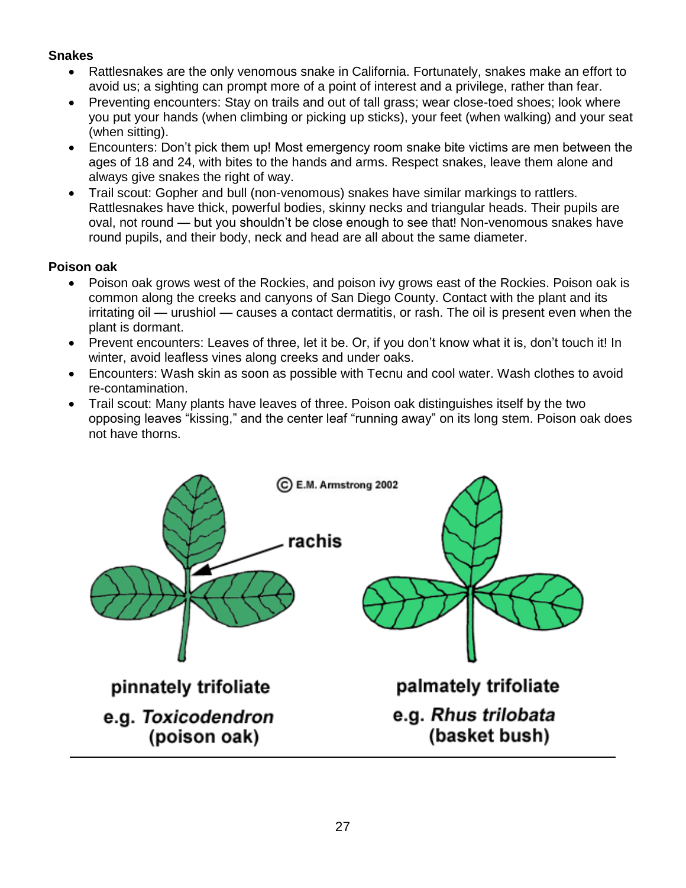**Snakes**

- Rattlesnakes are the only venomous snake in California. Fortunately, snakes make an effort to avoid us; a sighting can prompt more of a point of interest and a privilege, rather than fear.
- Preventing encounters: Stay on trails and out of tall grass; wear close-toed shoes; look where you put your hands (when climbing or picking up sticks), your feet (when walking) and your seat (when sitting).
- Encounters: Don't pick them up! Most emergency room snake bite victims are men between the ages of 18 and 24, with bites to the hands and arms. Respect snakes, leave them alone and always give snakes the right of way.
- Trail scout: Gopher and bull (non-venomous) snakes have similar markings to rattlers. Rattlesnakes have thick, powerful bodies, skinny necks and triangular heads. Their pupils are oval, not round — but you shouldn't be close enough to see that! Non-venomous snakes have round pupils, and their body, neck and head are all about the same diameter.

**Poison oak**

- Poison oak grows west of the Rockies, and poison ivy grows east of the Rockies. Poison oak is common along the creeks and canyons of San Diego County. Contact with the plant and its irritating oil — urushiol — causes a contact dermatitis, or rash. The oil is present even when the plant is dormant.
- Prevent encounters: Leaves of three, let it be. Or, if you don't know what it is, don't touch it! In winter, avoid leafless vines along creeks and under oaks.
- Encounters: Wash skin as soon as possible with Tecnu and cool water. Wash clothes to avoid re-contamination.
- Trail scout: Many plants have leaves of three. Poison oak distinguishes itself by the two opposing leaves "kissing," and the center leaf "running away" on its long stem. Poison oak does not have thorns.

© E.M. Armstrong 2002

rachis

**pinnately trifoliate**
**e.g. *Toxicodendron* (poison oak)**

**palmately trifoliate**
**e.g. *Rhus trilobata* (basket bush)**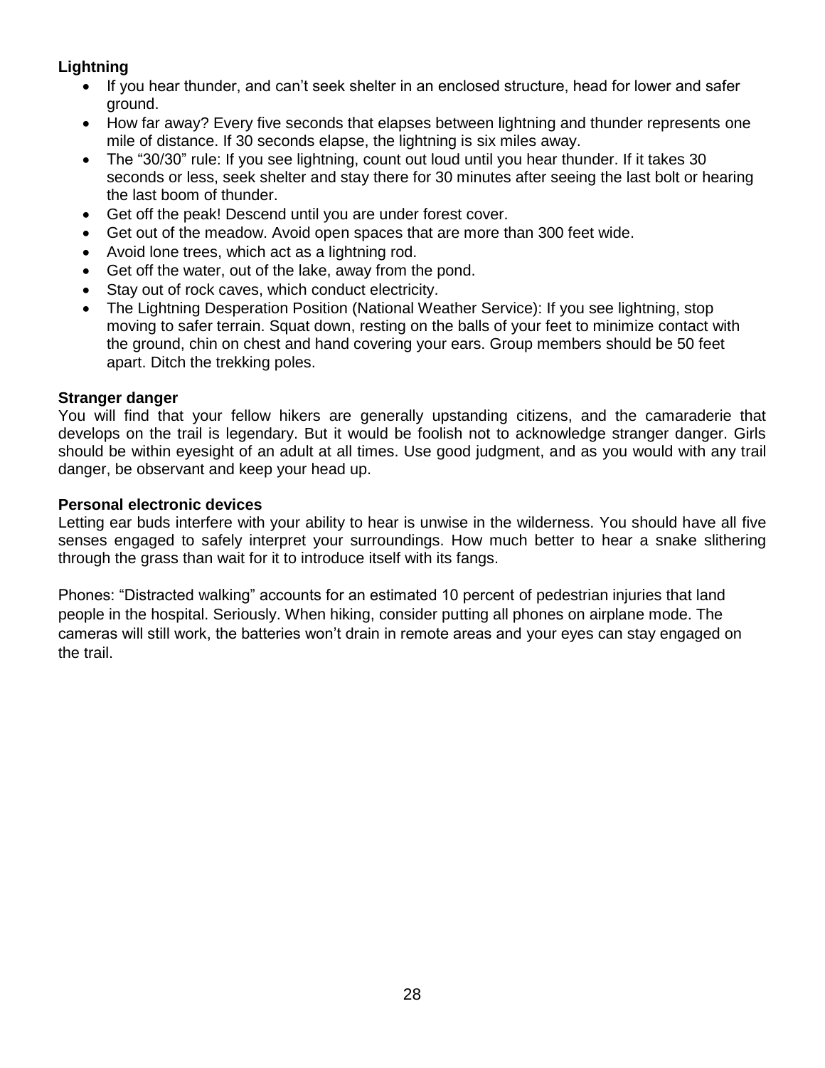**Lightning**

- If you hear thunder, and can't seek shelter in an enclosed structure, head for lower and safer ground.
- How far away? Every five seconds that elapses between lightning and thunder represents one mile of distance. If 30 seconds elapse, the lightning is six miles away.
- The "30/30" rule: If you see lightning, count out loud until you hear thunder. If it takes 30 seconds or less, seek shelter and stay there for 30 minutes after seeing the last bolt or hearing the last boom of thunder.
- Get off the peak! Descend until you are under forest cover.
- Get out of the meadow. Avoid open spaces that are more than 300 feet wide.
- Avoid lone trees, which act as a lightning rod.
- Get off the water, out of the lake, away from the pond.
- Stay out of rock caves, which conduct electricity.
- The Lightning Desperation Position (National Weather Service): If you see lightning, stop moving to safer terrain. Squat down, resting on the balls of your feet to minimize contact with the ground, chin on chest and hand covering your ears. Group members should be 50 feet apart. Ditch the trekking poles.

**Stranger danger**

You will find that your fellow hikers are generally upstanding citizens, and the camaraderie that develops on the trail is legendary. But it would be foolish not to acknowledge stranger danger. Girls should be within eyesight of an adult at all times. Use good judgment, and as you would with any trail danger, be observant and keep your head up.

**Personal electronic devices**

Letting ear buds interfere with your ability to hear is unwise in the wilderness. You should have all five senses engaged to safely interpret your surroundings. How much better to hear a snake slithering through the grass than wait for it to introduce itself with its fangs.

Phones: "Distracted walking" accounts for an estimated 10 percent of pedestrian injuries that land people in the hospital. Seriously. When hiking, consider putting all phones on airplane mode. The cameras will still work, the batteries won't drain in remote areas and your eyes can stay engaged on the trail.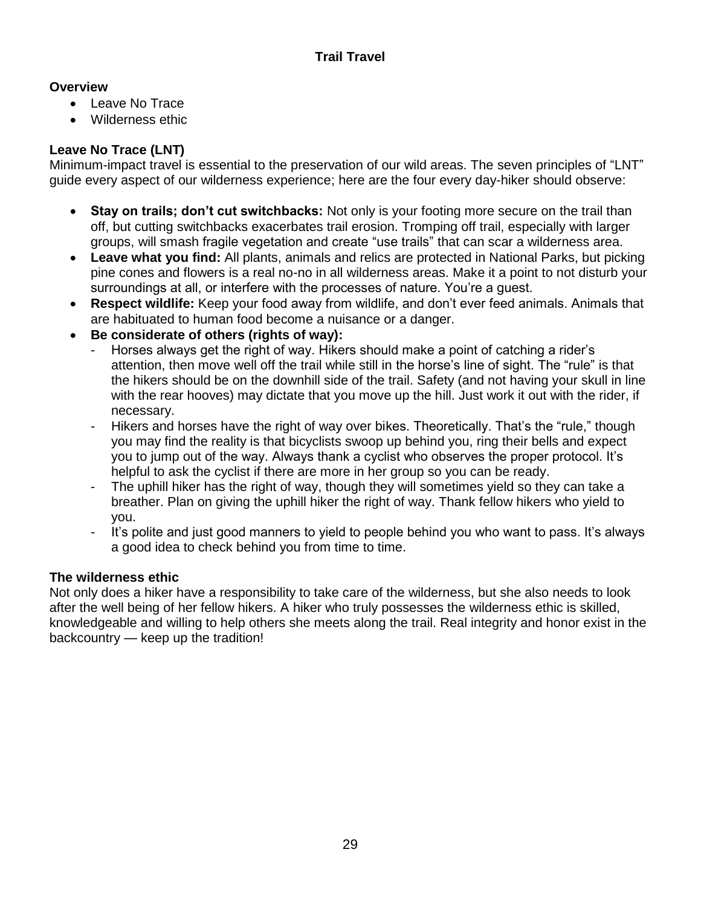## Trail Travel

### Overview

- Leave No Trace
- Wilderness ethic

### Leave No Trace (LNT)

Minimum-impact travel is essential to the preservation of our wild areas. The seven principles of "LNT" guide every aspect of our wilderness experience; here are the four every day-hiker should observe:

- **Stay on trails; don't cut switchbacks:** Not only is your footing more secure on the trail than off, but cutting switchbacks exacerbates trail erosion. Tromping off trail, especially with larger groups, will smash fragile vegetation and create "use trails" that can scar a wilderness area.
- **Leave what you find:** All plants, animals and relics are protected in National Parks, but picking pine cones and flowers is a real no-no in all wilderness areas. Make it a point to not disturb your surroundings at all, or interfere with the processes of nature. You're a guest.
- **Respect wildlife:** Keep your food away from wildlife, and don't ever feed animals. Animals that are habituated to human food become a nuisance or a danger.
- **Be considerate of others (rights of way):**
  - Horses always get the right of way. Hikers should make a point of catching a rider's attention, then move well off the trail while still in the horse's line of sight. The "rule" is that the hikers should be on the downhill side of the trail. Safety (and not having your skull in line with the rear hooves) may dictate that you move up the hill. Just work it out with the rider, if necessary.
  - Hikers and horses have the right of way over bikes. Theoretically. That's the "rule," though you may find the reality is that bicyclists swoop up behind you, ring their bells and expect you to jump out of the way. Always thank a cyclist who observes the proper protocol. It's helpful to ask the cyclist if there are more in her group so you can be ready.
  - The uphill hiker has the right of way, though they will sometimes yield so they can take a breather. Plan on giving the uphill hiker the right of way. Thank fellow hikers who yield to you.
  - It's polite and just good manners to yield to people behind you who want to pass. It's always a good idea to check behind you from time to time.

### The wilderness ethic

Not only does a hiker have a responsibility to take care of the wilderness, but she also needs to look after the well being of her fellow hikers. A hiker who truly possesses the wilderness ethic is skilled, knowledgeable and willing to help others she meets along the trail. Real integrity and honor exist in the backcountry — keep up the tradition!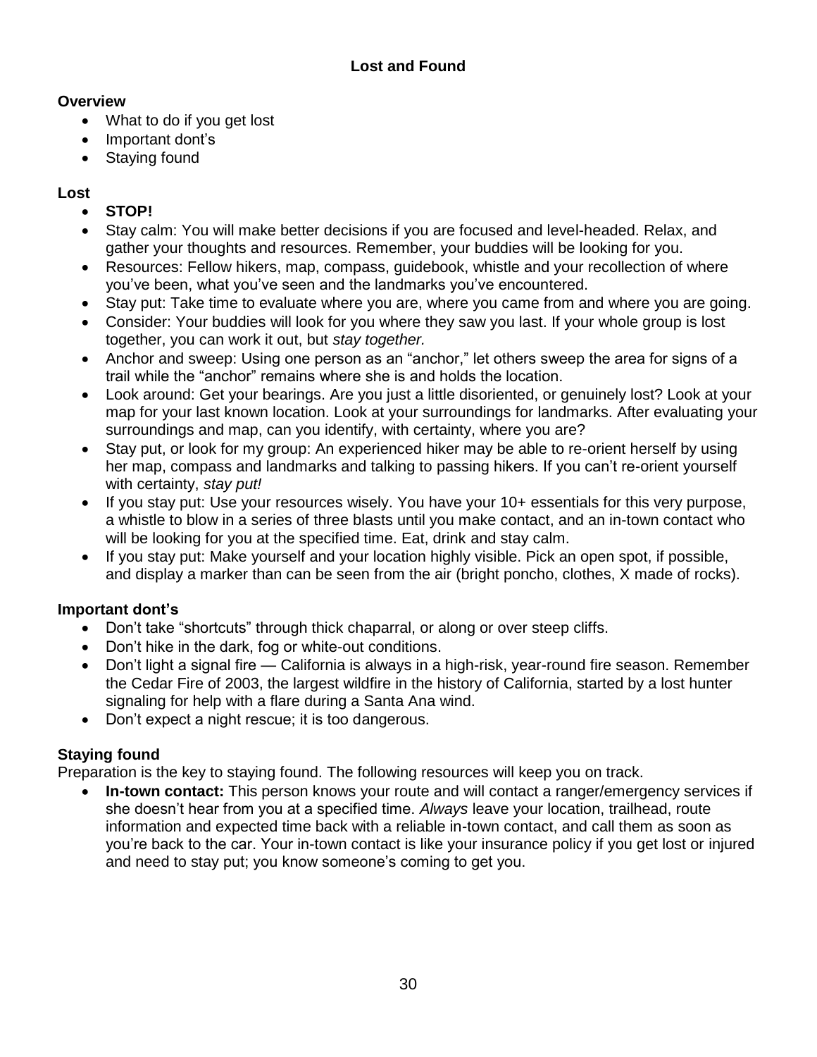## Lost and Found

### Overview

- What to do if you get lost
- Important dont's
- Staying found

### Lost

- **STOP!**
- Stay calm: You will make better decisions if you are focused and level-headed. Relax, and gather your thoughts and resources. Remember, your buddies will be looking for you.
- Resources: Fellow hikers, map, compass, guidebook, whistle and your recollection of where you've been, what you've seen and the landmarks you've encountered.
- Stay put: Take time to evaluate where you are, where you came from and where you are going.
- Consider: Your buddies will look for you where they saw you last. If your whole group is lost together, you can work it out, but *stay together.*
- Anchor and sweep: Using one person as an "anchor," let others sweep the area for signs of a trail while the "anchor" remains where she is and holds the location.
- Look around: Get your bearings. Are you just a little disoriented, or genuinely lost? Look at your map for your last known location. Look at your surroundings for landmarks. After evaluating your surroundings and map, can you identify, with certainty, where you are?
- Stay put, or look for my group: An experienced hiker may be able to re-orient herself by using her map, compass and landmarks and talking to passing hikers. If you can't re-orient yourself with certainty, *stay put!*
- If you stay put: Use your resources wisely. You have your 10+ essentials for this very purpose, a whistle to blow in a series of three blasts until you make contact, and an in-town contact who will be looking for you at the specified time. Eat, drink and stay calm.
- If you stay put: Make yourself and your location highly visible. Pick an open spot, if possible, and display a marker than can be seen from the air (bright poncho, clothes, X made of rocks).

### Important dont's

- Don't take "shortcuts" through thick chaparral, or along or over steep cliffs.
- Don't hike in the dark, fog or white-out conditions.
- Don't light a signal fire — California is always in a high-risk, year-round fire season. Remember the Cedar Fire of 2003, the largest wildfire in the history of California, started by a lost hunter signaling for help with a flare during a Santa Ana wind.
- Don't expect a night rescue; it is too dangerous.

### Staying found

Preparation is the key to staying found. The following resources will keep you on track.

- **In-town contact:** This person knows your route and will contact a ranger/emergency services if she doesn't hear from you at a specified time. *Always* leave your location, trailhead, route information and expected time back with a reliable in-town contact, and call them as soon as you're back to the car. Your in-town contact is like your insurance policy if you get lost or injured and need to stay put; you know someone's coming to get you.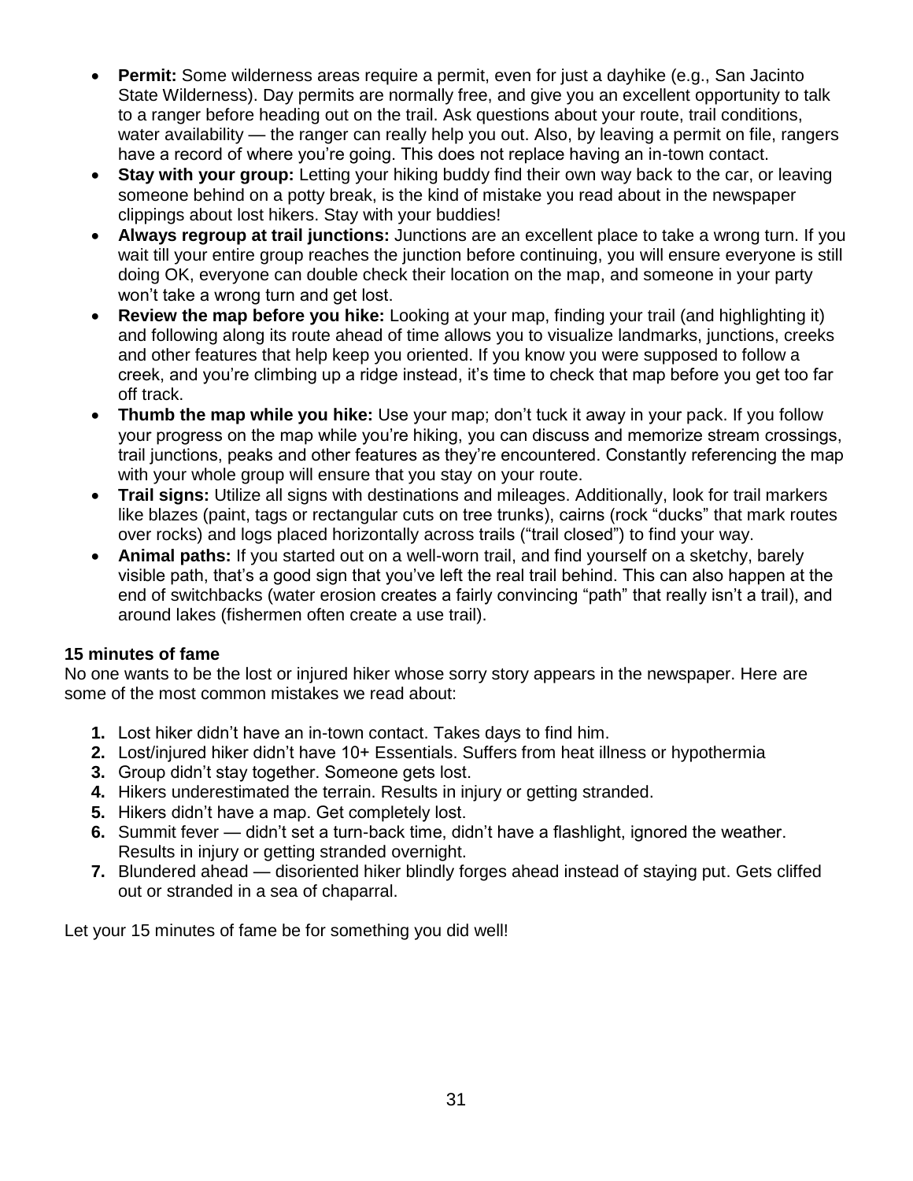- **Permit:** Some wilderness areas require a permit, even for just a dayhike (e.g., San Jacinto State Wilderness). Day permits are normally free, and give you an excellent opportunity to talk to a ranger before heading out on the trail. Ask questions about your route, trail conditions, water availability — the ranger can really help you out. Also, by leaving a permit on file, rangers have a record of where you're going. This does not replace having an in-town contact.
- **Stay with your group:** Letting your hiking buddy find their own way back to the car, or leaving someone behind on a potty break, is the kind of mistake you read about in the newspaper clippings about lost hikers. Stay with your buddies!
- **Always regroup at trail junctions:** Junctions are an excellent place to take a wrong turn. If you wait till your entire group reaches the junction before continuing, you will ensure everyone is still doing OK, everyone can double check their location on the map, and someone in your party won't take a wrong turn and get lost.
- **Review the map before you hike:** Looking at your map, finding your trail (and highlighting it) and following along its route ahead of time allows you to visualize landmarks, junctions, creeks and other features that help keep you oriented. If you know you were supposed to follow a creek, and you're climbing up a ridge instead, it's time to check that map before you get too far off track.
- **Thumb the map while you hike:** Use your map; don't tuck it away in your pack. If you follow your progress on the map while you're hiking, you can discuss and memorize stream crossings, trail junctions, peaks and other features as they're encountered. Constantly referencing the map with your whole group will ensure that you stay on your route.
- **Trail signs:** Utilize all signs with destinations and mileages. Additionally, look for trail markers like blazes (paint, tags or rectangular cuts on tree trunks), cairns (rock "ducks" that mark routes over rocks) and logs placed horizontally across trails ("trail closed") to find your way.
- **Animal paths:** If you started out on a well-worn trail, and find yourself on a sketchy, barely visible path, that's a good sign that you've left the real trail behind. This can also happen at the end of switchbacks (water erosion creates a fairly convincing "path" that really isn't a trail), and around lakes (fishermen often create a use trail).

**15 minutes of fame**

No one wants to be the lost or injured hiker whose sorry story appears in the newspaper. Here are some of the most common mistakes we read about:

1. Lost hiker didn't have an in-town contact. Takes days to find him.
2. Lost/injured hiker didn't have 10+ Essentials. Suffers from heat illness or hypothermia
3. Group didn't stay together. Someone gets lost.
4. Hikers underestimated the terrain. Results in injury or getting stranded.
5. Hikers didn't have a map. Get completely lost.
6. Summit fever — didn't set a turn-back time, didn't have a flashlight, ignored the weather. Results in injury or getting stranded overnight.
7. Blundered ahead — disoriented hiker blindly forges ahead instead of staying put. Gets cliffed out or stranded in a sea of chaparral.

Let your 15 minutes of fame be for something you did well!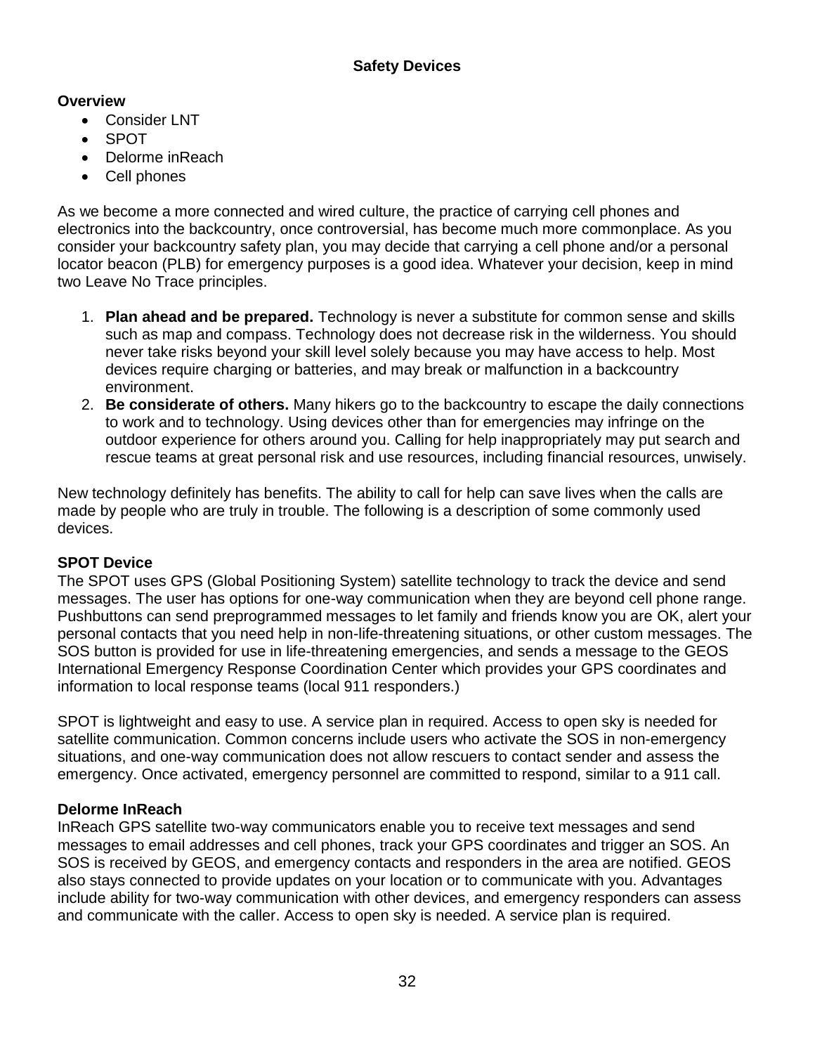## Safety Devices

### Overview

- Consider LNT
- SPOT
- Delorme inReach
- Cell phones

As we become a more connected and wired culture, the practice of carrying cell phones and electronics into the backcountry, once controversial, has become much more commonplace. As you consider your backcountry safety plan, you may decide that carrying a cell phone and/or a personal locator beacon (PLB) for emergency purposes is a good idea. Whatever your decision, keep in mind two Leave No Trace principles.

1. **Plan ahead and be prepared.** Technology is never a substitute for common sense and skills such as map and compass. Technology does not decrease risk in the wilderness. You should never take risks beyond your skill level solely because you may have access to help. Most devices require charging or batteries, and may break or malfunction in a backcountry environment.
2. **Be considerate of others.** Many hikers go to the backcountry to escape the daily connections to work and to technology. Using devices other than for emergencies may infringe on the outdoor experience for others around you. Calling for help inappropriately may put search and rescue teams at great personal risk and use resources, including financial resources, unwisely.

New technology definitely has benefits. The ability to call for help can save lives when the calls are made by people who are truly in trouble. The following is a description of some commonly used devices.

### SPOT Device

The SPOT uses GPS (Global Positioning System) satellite technology to track the device and send messages. The user has options for one-way communication when they are beyond cell phone range. Pushbuttons can send preprogrammed messages to let family and friends know you are OK, alert your personal contacts that you need help in non-life-threatening situations, or other custom messages. The SOS button is provided for use in life-threatening emergencies, and sends a message to the GEOS International Emergency Response Coordination Center which provides your GPS coordinates and information to local response teams (local 911 responders.)

SPOT is lightweight and easy to use. A service plan in required. Access to open sky is needed for satellite communication. Common concerns include users who activate the SOS in non-emergency situations, and one-way communication does not allow rescuers to contact sender and assess the emergency. Once activated, emergency personnel are committed to respond, similar to a 911 call.

### Delorme InReach

InReach GPS satellite two-way communicators enable you to receive text messages and send messages to email addresses and cell phones, track your GPS coordinates and trigger an SOS. An SOS is received by GEOS, and emergency contacts and responders in the area are notified. GEOS also stays connected to provide updates on your location or to communicate with you. Advantages include ability for two-way communication with other devices, and emergency responders can assess and communicate with the caller. Access to open sky is needed. A service plan is required.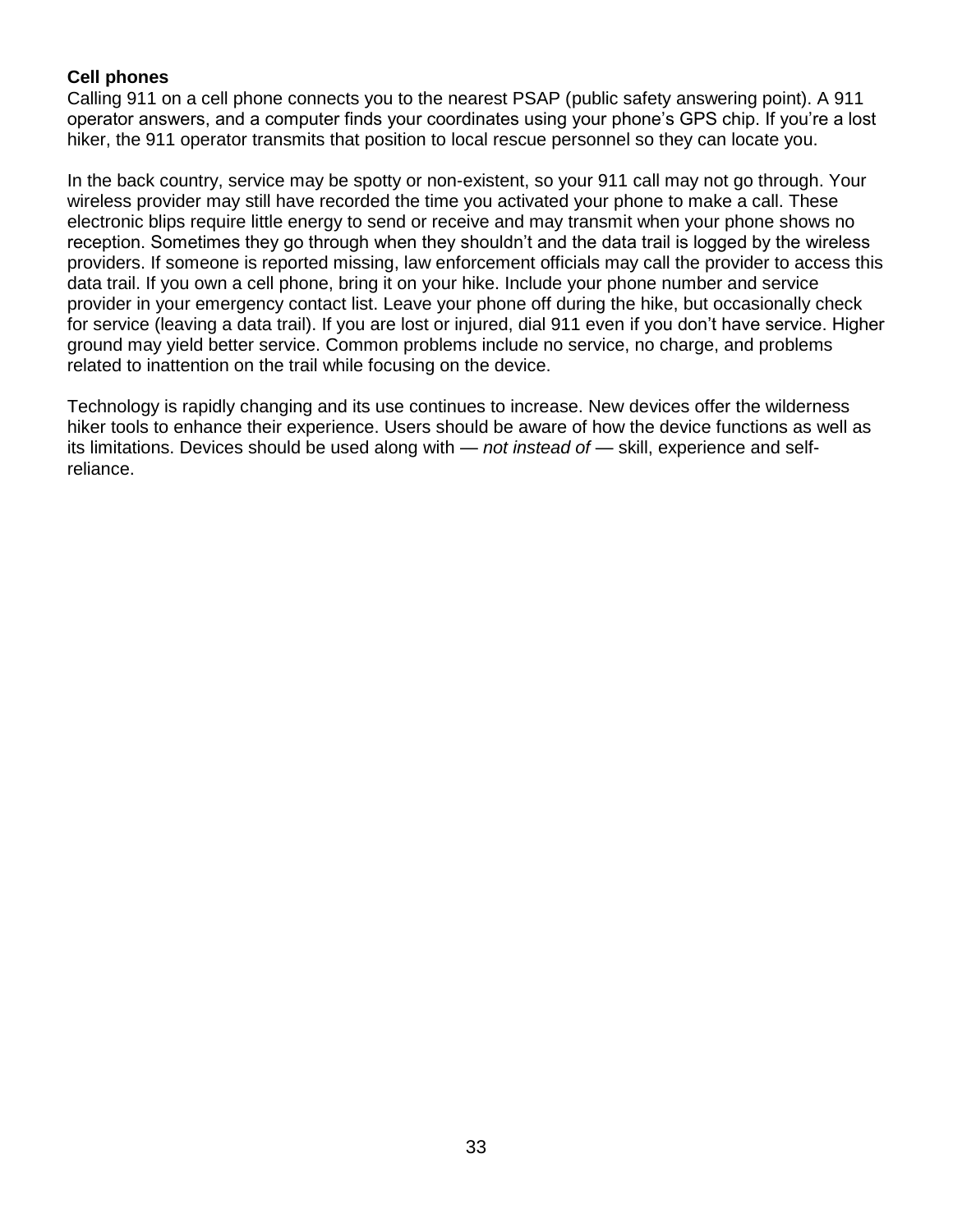**Cell phones**

Calling 911 on a cell phone connects you to the nearest PSAP (public safety answering point). A 911 operator answers, and a computer finds your coordinates using your phone's GPS chip. If you're a lost hiker, the 911 operator transmits that position to local rescue personnel so they can locate you.

In the back country, service may be spotty or non-existent, so your 911 call may not go through. Your wireless provider may still have recorded the time you activated your phone to make a call. These electronic blips require little energy to send or receive and may transmit when your phone shows no reception. Sometimes they go through when they shouldn't and the data trail is logged by the wireless providers. If someone is reported missing, law enforcement officials may call the provider to access this data trail. If you own a cell phone, bring it on your hike. Include your phone number and service provider in your emergency contact list. Leave your phone off during the hike, but occasionally check for service (leaving a data trail). If you are lost or injured, dial 911 even if you don't have service. Higher ground may yield better service. Common problems include no service, no charge, and problems related to inattention on the trail while focusing on the device.

Technology is rapidly changing and its use continues to increase. New devices offer the wilderness hiker tools to enhance their experience. Users should be aware of how the device functions as well as its limitations. Devices should be used along with — *not instead of* — skill, experience and self-reliance.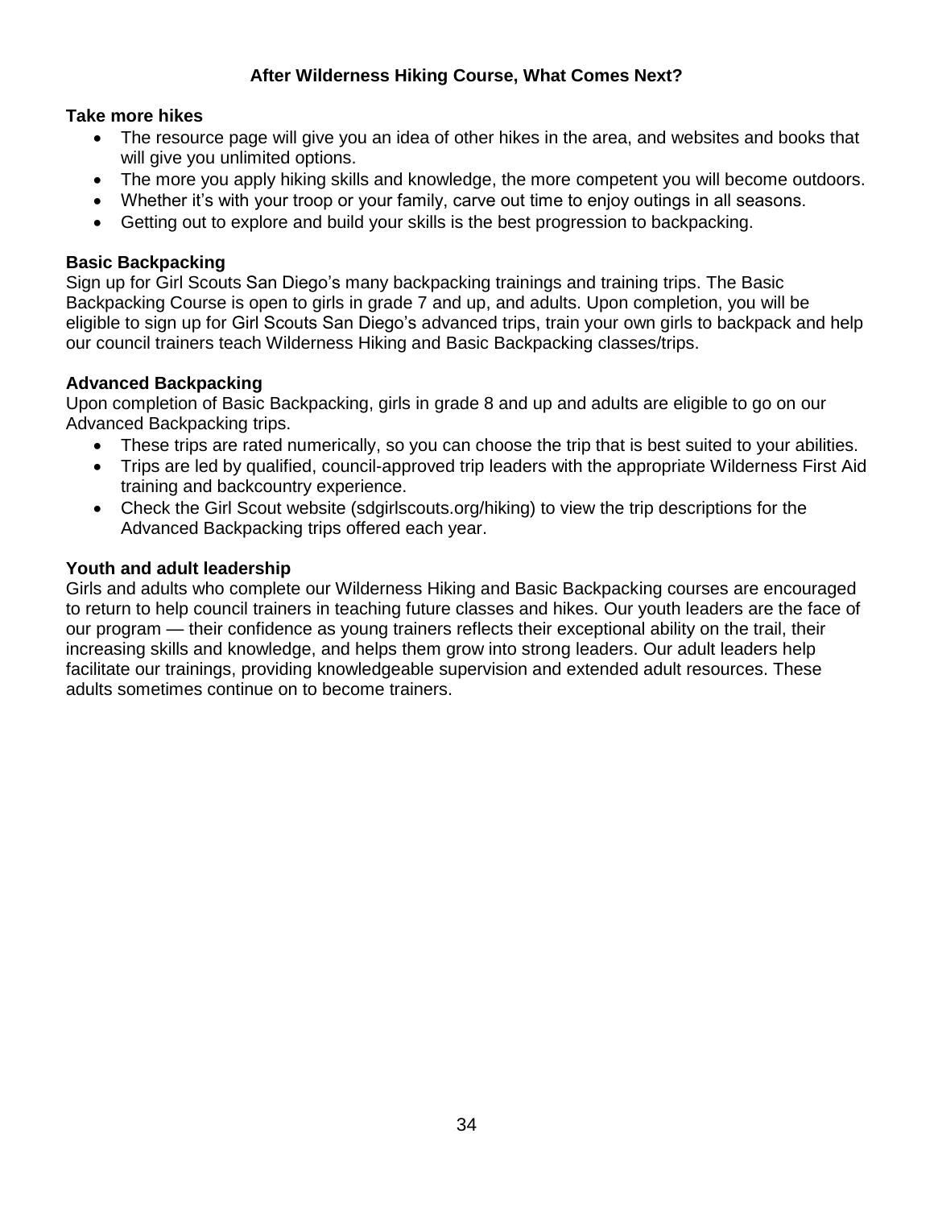## After Wilderness Hiking Course, What Comes Next?

### Take more hikes

- The resource page will give you an idea of other hikes in the area, and websites and books that will give you unlimited options.
- The more you apply hiking skills and knowledge, the more competent you will become outdoors.
- Whether it's with your troop or your family, carve out time to enjoy outings in all seasons.
- Getting out to explore and build your skills is the best progression to backpacking.

### Basic Backpacking

Sign up for Girl Scouts San Diego's many backpacking trainings and training trips. The Basic Backpacking Course is open to girls in grade 7 and up, and adults. Upon completion, you will be eligible to sign up for Girl Scouts San Diego's advanced trips, train your own girls to backpack and help our council trainers teach Wilderness Hiking and Basic Backpacking classes/trips.

### Advanced Backpacking

Upon completion of Basic Backpacking, girls in grade 8 and up and adults are eligible to go on our Advanced Backpacking trips.

- These trips are rated numerically, so you can choose the trip that is best suited to your abilities.
- Trips are led by qualified, council-approved trip leaders with the appropriate Wilderness First Aid training and backcountry experience.
- Check the Girl Scout website (sdgirlscouts.org/hiking) to view the trip descriptions for the Advanced Backpacking trips offered each year.

### Youth and adult leadership

Girls and adults who complete our Wilderness Hiking and Basic Backpacking courses are encouraged to return to help council trainers in teaching future classes and hikes. Our youth leaders are the face of our program — their confidence as young trainers reflects their exceptional ability on the trail, their increasing skills and knowledge, and helps them grow into strong leaders. Our adult leaders help facilitate our trainings, providing knowledgeable supervision and extended adult resources. These adults sometimes continue on to become trainers.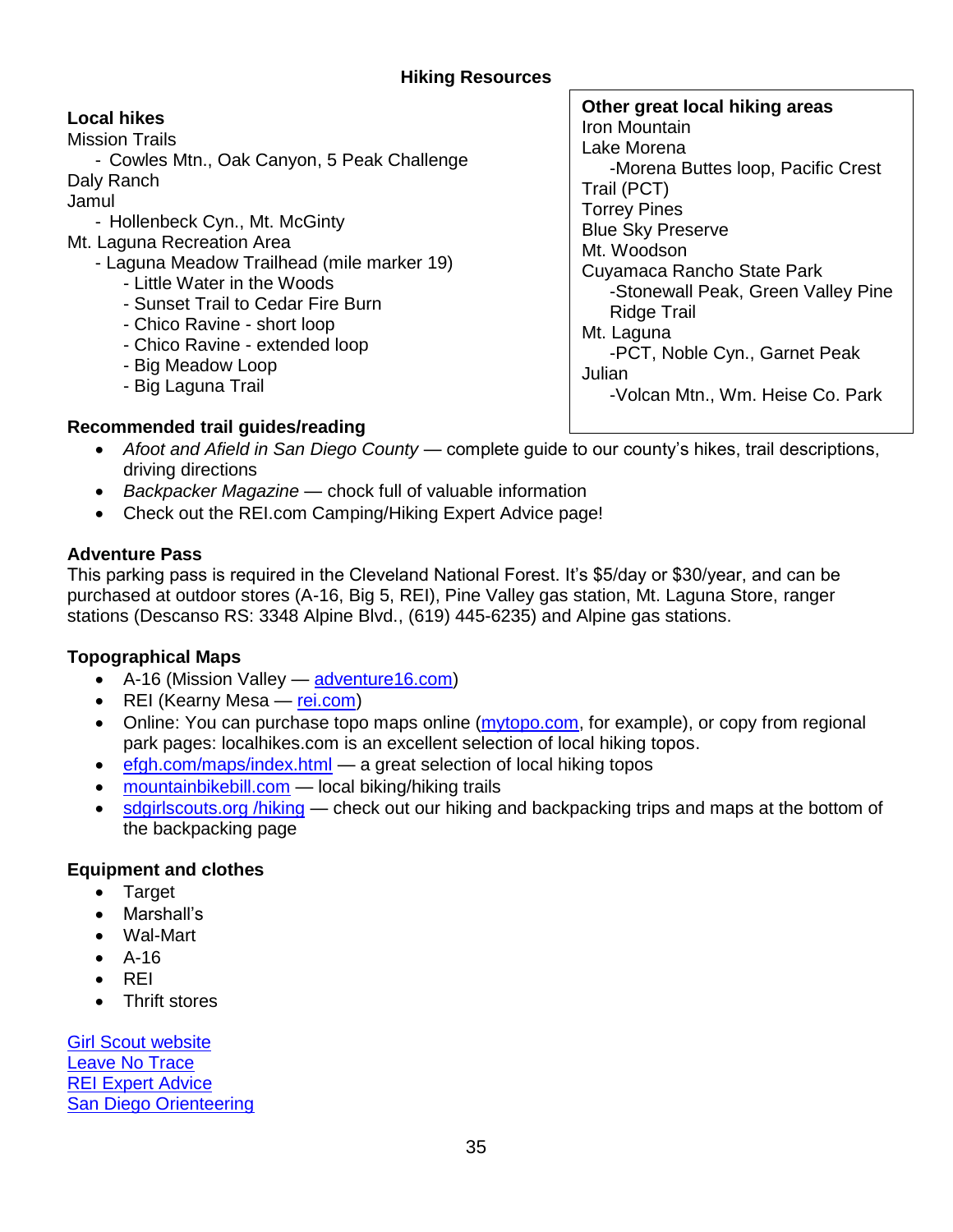## Hiking Resources

### Local hikes

Mission Trails

- Cowles Mtn., Oak Canyon, 5 Peak Challenge

Daly Ranch

Jamul

- Hollenbeck Cyn., Mt. McGinty

Mt. Laguna Recreation Area

- Laguna Meadow Trailhead (mile marker 19)
  - Little Water in the Woods
  - Sunset Trail to Cedar Fire Burn
  - Chico Ravine - short loop
  - Chico Ravine - extended loop
  - Big Meadow Loop
  - Big Laguna Trail

### Other great local hiking areas

Iron Mountain

Lake Morena

- Morena Buttes loop, Pacific Crest Trail (PCT)

Torrey Pines

Blue Sky Preserve

Mt. Woodson

Cuyamaca Rancho State Park

- Stonewall Peak, Green Valley Pine Ridge Trail

Mt. Laguna

- PCT, Noble Cyn., Garnet Peak

Julian

- Volcan Mtn., Wm. Heise Co. Park

### Recommended trail guides/reading

- *Afoot and Afield in San Diego County* — complete guide to our county's hikes, trail descriptions, driving directions
- *Backpacker Magazine* — chock full of valuable information
- Check out the REI.com Camping/Hiking Expert Advice page!

### Adventure Pass

This parking pass is required in the Cleveland National Forest. It's $5/day or $30/year, and can be purchased at outdoor stores (A-16, Big 5, REI), Pine Valley gas station, Mt. Laguna Store, ranger stations (Descanso RS: 3348 Alpine Blvd., (619) 445-6235) and Alpine gas stations.

### Topographical Maps

- A-16 (Mission Valley — adventure16.com)
- REI (Kearny Mesa — rei.com)
- Online: You can purchase topo maps online (mytopo.com, for example), or copy from regional park pages: localhikes.com is an excellent selection of local hiking topos.
- efgh.com/maps/index.html — a great selection of local hiking topos
- mountainbikebill.com — local biking/hiking trails
- sdgirlscouts.org /hiking — check out our hiking and backpacking trips and maps at the bottom of the backpacking page

### Equipment and clothes

- Target
- Marshall's
- Wal-Mart
- A-16
- REI
- Thrift stores

Girl Scout website
Leave No Trace
REI Expert Advice
San Diego Orienteering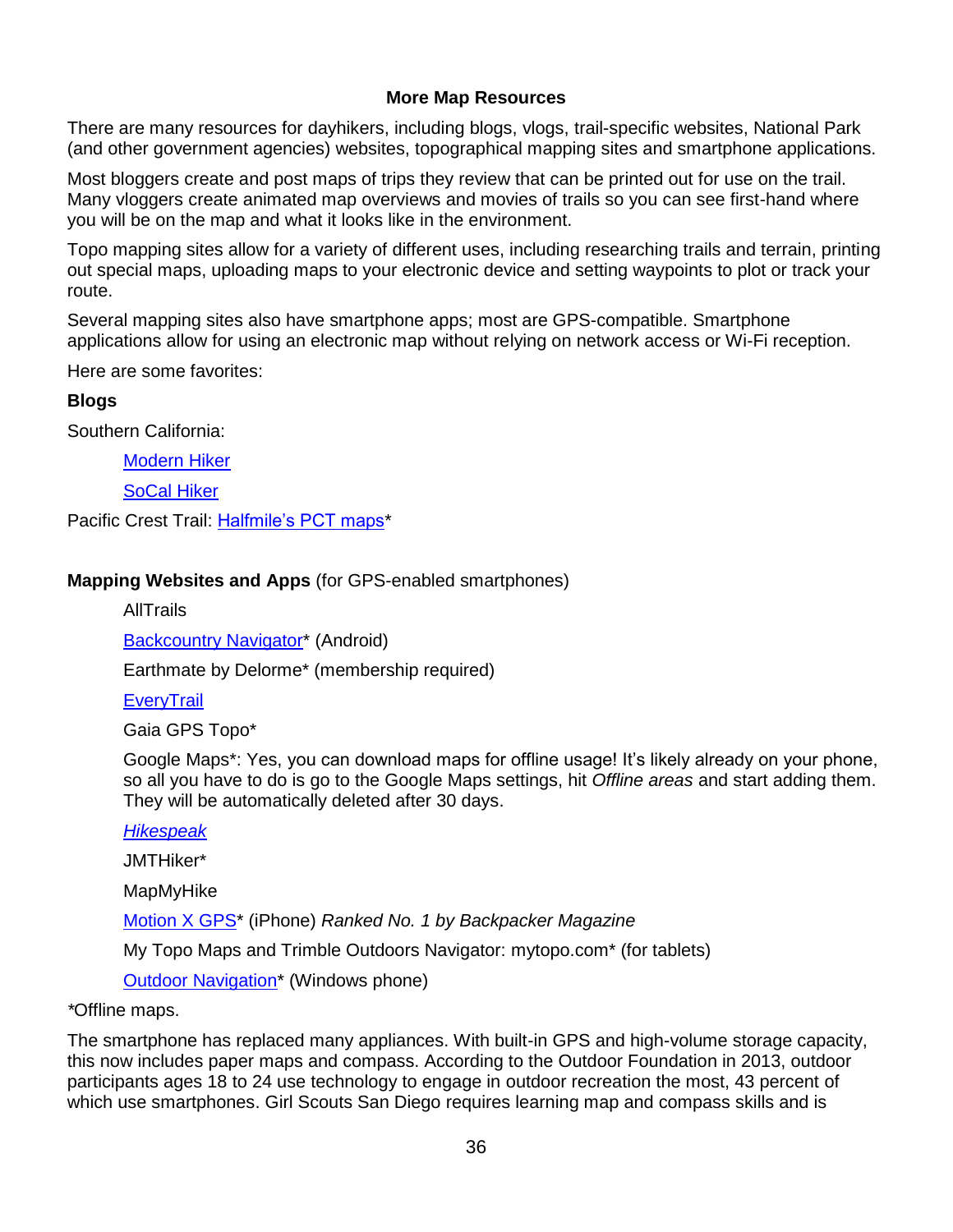## More Map Resources

There are many resources for dayhikers, including blogs, vlogs, trail-specific websites, National Park (and other government agencies) websites, topographical mapping sites and smartphone applications.

Most bloggers create and post maps of trips they review that can be printed out for use on the trail. Many vloggers create animated map overviews and movies of trails so you can see first-hand where you will be on the map and what it looks like in the environment.

Topo mapping sites allow for a variety of different uses, including researching trails and terrain, printing out special maps, uploading maps to your electronic device and setting waypoints to plot or track your route.

Several mapping sites also have smartphone apps; most are GPS-compatible. Smartphone applications allow for using an electronic map without relying on network access or Wi-Fi reception.

Here are some favorites:

**Blogs**

Southern California:

- Modern Hiker
- SoCal Hiker

Pacific Crest Trail: Halfmile's PCT maps*

**Mapping Websites and Apps** (for GPS-enabled smartphones)

- AllTrails
- Backcountry Navigator* (Android)
- Earthmate by Delorme* (membership required)
- EveryTrail
- Gaia GPS Topo*
- Google Maps*: Yes, you can download maps for offline usage! It's likely already on your phone, so all you have to do is go to the Google Maps settings, hit *Offline areas* and start adding them. They will be automatically deleted after 30 days.
- *Hikespeak*
- JMTHiker*
- MapMyHike
- Motion X GPS* (iPhone) *Ranked No. 1 by Backpacker Magazine*
- My Topo Maps and Trimble Outdoors Navigator: mytopo.com* (for tablets)
- Outdoor Navigation* (Windows phone)

*Offline maps.

The smartphone has replaced many appliances. With built-in GPS and high-volume storage capacity, this now includes paper maps and compass. According to the Outdoor Foundation in 2013, outdoor participants ages 18 to 24 use technology to engage in outdoor recreation the most, 43 percent of which use smartphones. Girl Scouts San Diego requires learning map and compass skills and is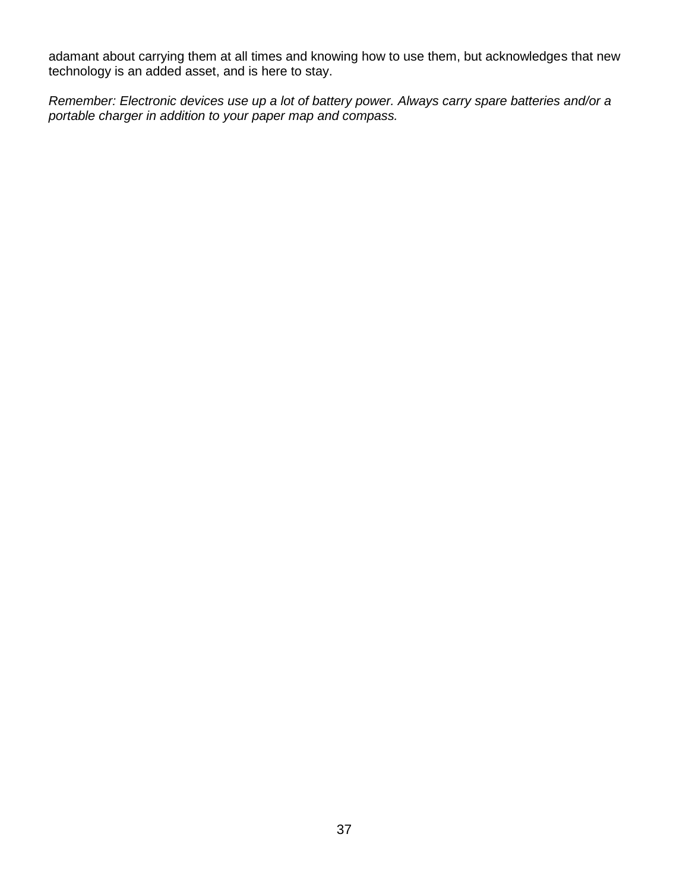adamant about carrying them at all times and knowing how to use them, but acknowledges that new technology is an added asset, and is here to stay.

*Remember: Electronic devices use up a lot of battery power. Always carry spare batteries and/or a portable charger in addition to your paper map and compass.*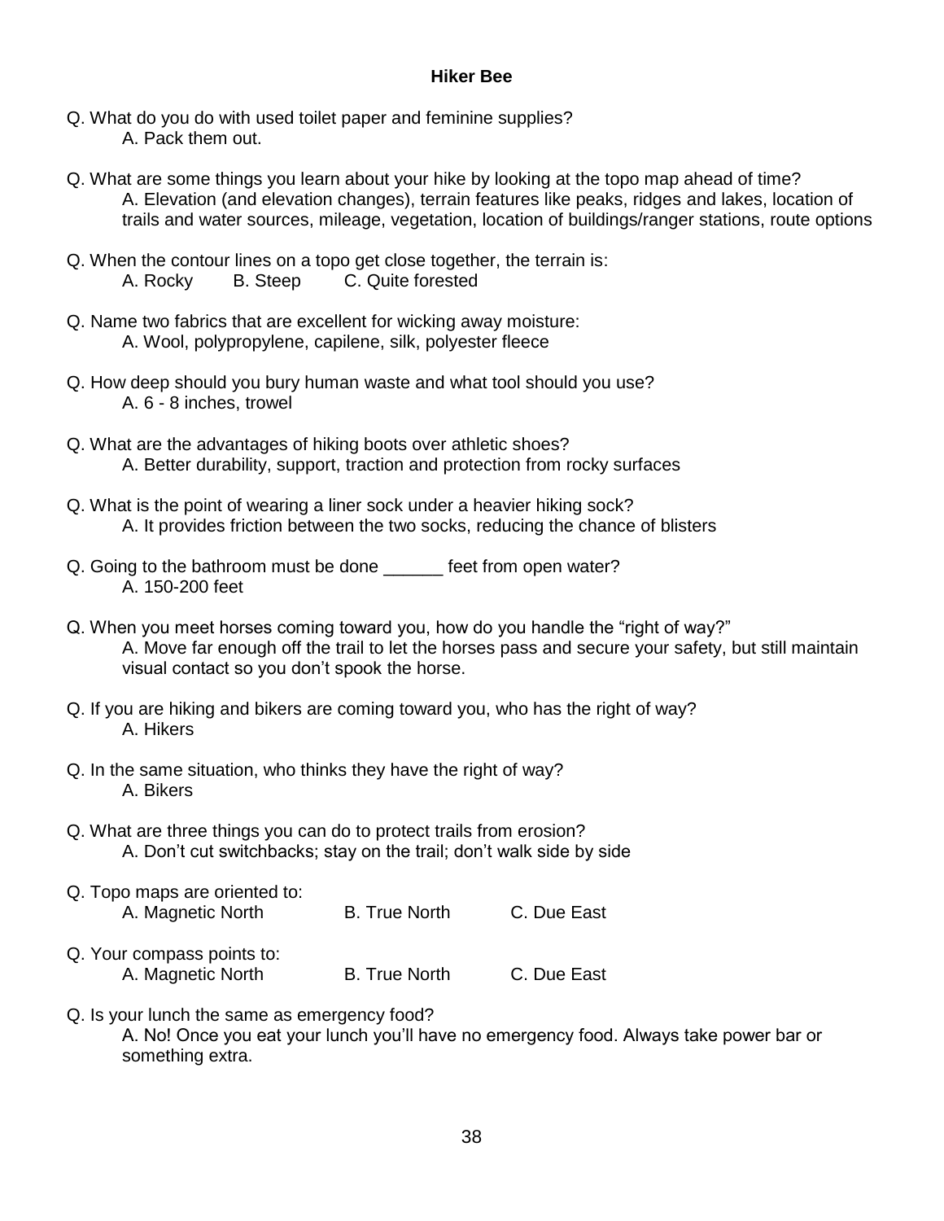**Hiker Bee**

Q. What do you do with used toilet paper and feminine supplies?
A. Pack them out.

Q. What are some things you learn about your hike by looking at the topo map ahead of time?
A. Elevation (and elevation changes), terrain features like peaks, ridges and lakes, location of trails and water sources, mileage, vegetation, location of buildings/ranger stations, route options

Q. When the contour lines on a topo get close together, the terrain is:
A. Rocky  B. Steep  C. Quite forested

Q. Name two fabrics that are excellent for wicking away moisture:
A. Wool, polypropylene, capilene, silk, polyester fleece

Q. How deep should you bury human waste and what tool should you use?
A. 6 - 8 inches, trowel

Q. What are the advantages of hiking boots over athletic shoes?
A. Better durability, support, traction and protection from rocky surfaces

Q. What is the point of wearing a liner sock under a heavier hiking sock?
A. It provides friction between the two socks, reducing the chance of blisters

Q. Going to the bathroom must be done ______ feet from open water?
A. 150-200 feet

Q. When you meet horses coming toward you, how do you handle the "right of way?"
A. Move far enough off the trail to let the horses pass and secure your safety, but still maintain visual contact so you don't spook the horse.

Q. If you are hiking and bikers are coming toward you, who has the right of way?
A. Hikers

Q. In the same situation, who thinks they have the right of way?
A. Bikers

Q. What are three things you can do to protect trails from erosion?
A. Don't cut switchbacks; stay on the trail; don't walk side by side

Q. Topo maps are oriented to:
A. Magnetic North  B. True North  C. Due East

Q. Your compass points to:
A. Magnetic North  B. True North  C. Due East

Q. Is your lunch the same as emergency food?
A. No! Once you eat your lunch you'll have no emergency food. Always take power bar or something extra.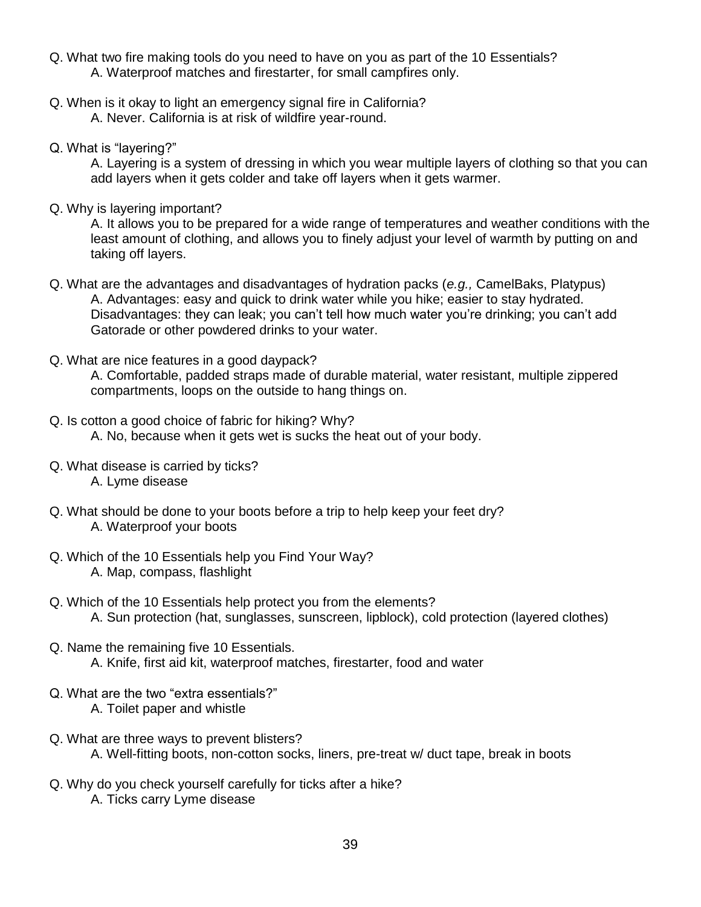Q. What two fire making tools do you need to have on you as part of the 10 Essentials?

A. Waterproof matches and firestarter, for small campfires only.

Q. When is it okay to light an emergency signal fire in California?

A. Never. California is at risk of wildfire year-round.

Q. What is "layering?"

A. Layering is a system of dressing in which you wear multiple layers of clothing so that you can add layers when it gets colder and take off layers when it gets warmer.

Q. Why is layering important?

A. It allows you to be prepared for a wide range of temperatures and weather conditions with the least amount of clothing, and allows you to finely adjust your level of warmth by putting on and taking off layers.

Q. What are the advantages and disadvantages of hydration packs (*e.g.,* CamelBaks, Platypus)

A. Advantages: easy and quick to drink water while you hike; easier to stay hydrated. Disadvantages: they can leak; you can't tell how much water you're drinking; you can't add Gatorade or other powdered drinks to your water.

Q. What are nice features in a good daypack?

A. Comfortable, padded straps made of durable material, water resistant, multiple zippered compartments, loops on the outside to hang things on.

Q. Is cotton a good choice of fabric for hiking? Why?

A. No, because when it gets wet is sucks the heat out of your body.

Q. What disease is carried by ticks?

A. Lyme disease

Q. What should be done to your boots before a trip to help keep your feet dry?

A. Waterproof your boots

Q. Which of the 10 Essentials help you Find Your Way?

A. Map, compass, flashlight

Q. Which of the 10 Essentials help protect you from the elements?

A. Sun protection (hat, sunglasses, sunscreen, lipblock), cold protection (layered clothes)

Q. Name the remaining five 10 Essentials.

A. Knife, first aid kit, waterproof matches, firestarter, food and water

Q. What are the two "extra essentials?"

A. Toilet paper and whistle

Q. What are three ways to prevent blisters?

A. Well-fitting boots, non-cotton socks, liners, pre-treat w/ duct tape, break in boots

Q. Why do you check yourself carefully for ticks after a hike?

A. Ticks carry Lyme disease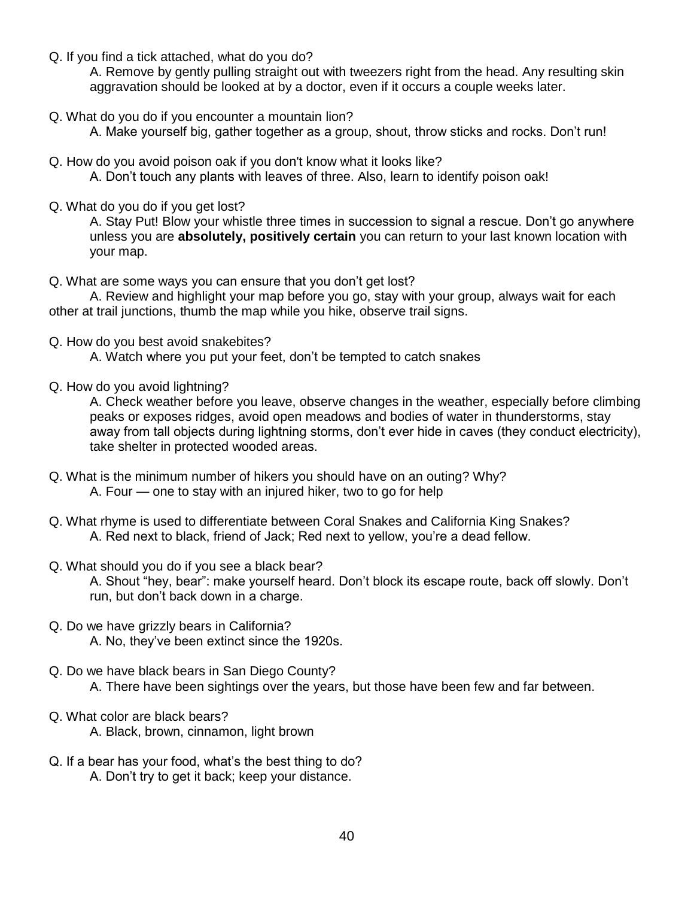Q. If you find a tick attached, what do you do?

A. Remove by gently pulling straight out with tweezers right from the head. Any resulting skin aggravation should be looked at by a doctor, even if it occurs a couple weeks later.

Q. What do you do if you encounter a mountain lion?

A. Make yourself big, gather together as a group, shout, throw sticks and rocks. Don't run!

Q. How do you avoid poison oak if you don't know what it looks like?

A. Don't touch any plants with leaves of three. Also, learn to identify poison oak!

Q. What do you do if you get lost?

A. Stay Put! Blow your whistle three times in succession to signal a rescue. Don't go anywhere unless you are **absolutely, positively certain** you can return to your last known location with your map.

Q. What are some ways you can ensure that you don't get lost?

A. Review and highlight your map before you go, stay with your group, always wait for each other at trail junctions, thumb the map while you hike, observe trail signs.

Q. How do you best avoid snakebites?

A. Watch where you put your feet, don't be tempted to catch snakes

Q. How do you avoid lightning?

A. Check weather before you leave, observe changes in the weather, especially before climbing peaks or exposes ridges, avoid open meadows and bodies of water in thunderstorms, stay away from tall objects during lightning storms, don't ever hide in caves (they conduct electricity), take shelter in protected wooded areas.

Q. What is the minimum number of hikers you should have on an outing? Why?

A. Four — one to stay with an injured hiker, two to go for help

Q. What rhyme is used to differentiate between Coral Snakes and California King Snakes?

A. Red next to black, friend of Jack; Red next to yellow, you're a dead fellow.

Q. What should you do if you see a black bear?

A. Shout "hey, bear": make yourself heard. Don't block its escape route, back off slowly. Don't run, but don't back down in a charge.

Q. Do we have grizzly bears in California?

A. No, they've been extinct since the 1920s.

Q. Do we have black bears in San Diego County?

A. There have been sightings over the years, but those have been few and far between.

Q. What color are black bears?

A. Black, brown, cinnamon, light brown

Q. If a bear has your food, what's the best thing to do?

A. Don't try to get it back; keep your distance.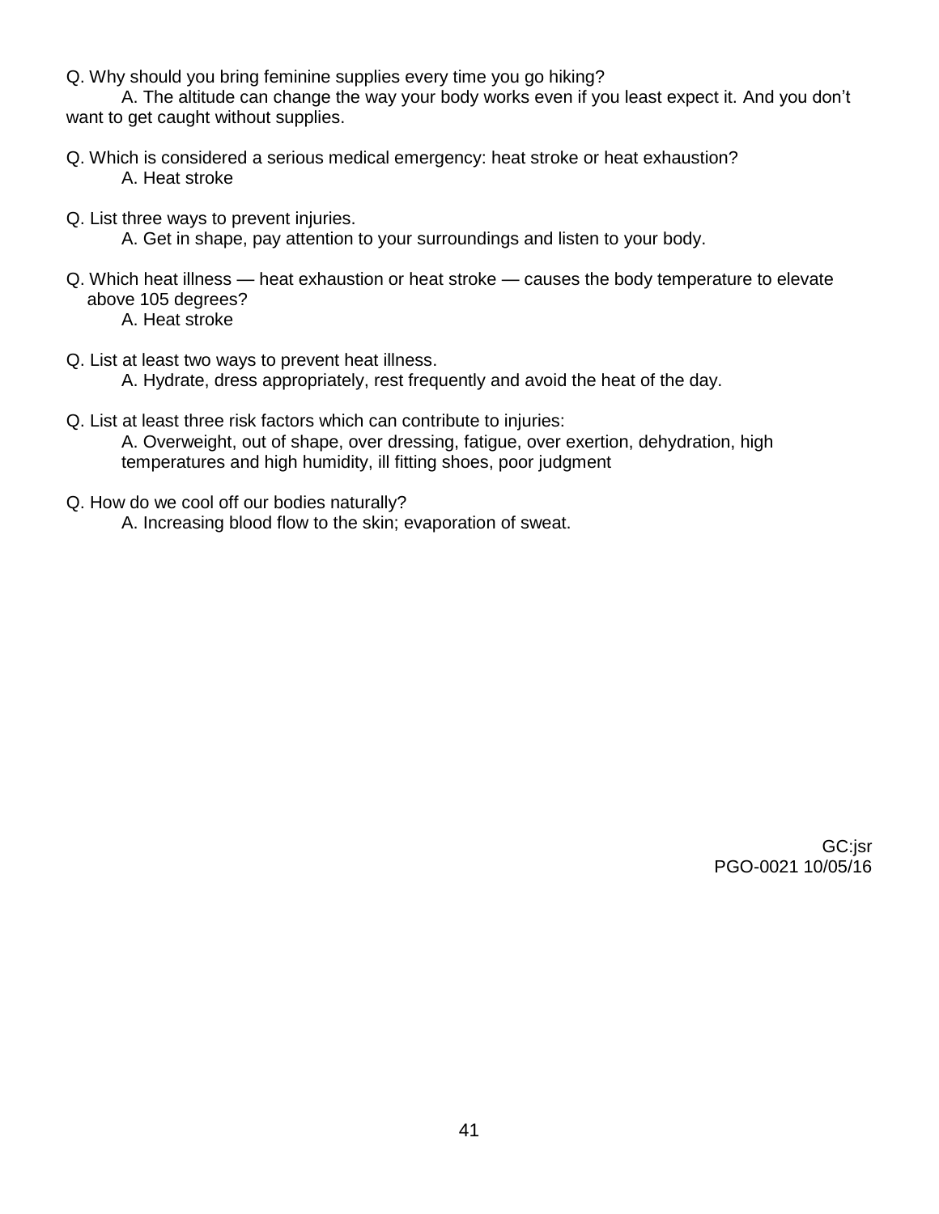Q. Why should you bring feminine supplies every time you go hiking?

A. The altitude can change the way your body works even if you least expect it. And you don't want to get caught without supplies.

Q. Which is considered a serious medical emergency: heat stroke or heat exhaustion?

A. Heat stroke

Q. List three ways to prevent injuries.

A. Get in shape, pay attention to your surroundings and listen to your body.

Q. Which heat illness — heat exhaustion or heat stroke — causes the body temperature to elevate above 105 degrees?

A. Heat stroke

Q. List at least two ways to prevent heat illness.

A. Hydrate, dress appropriately, rest frequently and avoid the heat of the day.

Q. List at least three risk factors which can contribute to injuries:

A. Overweight, out of shape, over dressing, fatigue, over exertion, dehydration, high temperatures and high humidity, ill fitting shoes, poor judgment

Q. How do we cool off our bodies naturally?

A. Increasing blood flow to the skin; evaporation of sweat.

GC:jsr
PGO-0021 10/05/16